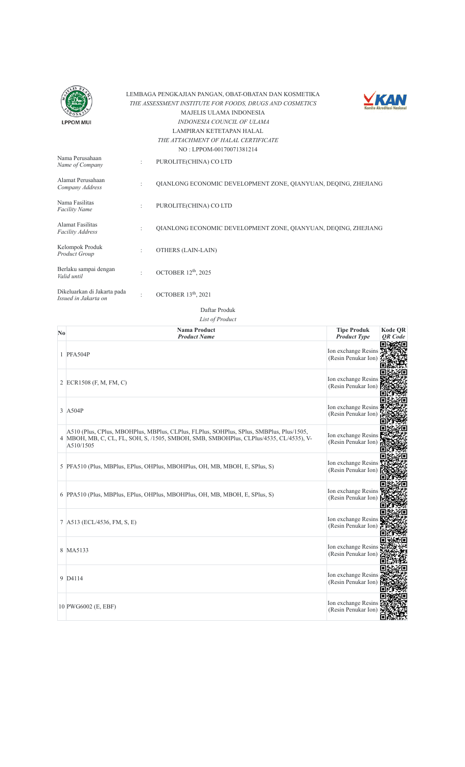LEMBAGA PENGKAJIAN PANGAN, OBAT-OBATAN DAN KOSMETIKA
*THE ASSESSMENT INSTITUTE FOR FOODS, DRUGS AND COSMETICS*
MAJELIS ULAMA INDONESIA
*INDONESIA COUNCIL OF ULAMA*
LAMPIRAN KETETAPAN HALAL
*THE ATTACHMENT OF HALAL CERTIFICATE*
NO : LPPOM-00170071381214

| | | |
|---|---|---|
| Nama Perusahaan *Name of Company* | : | PUROLITE(CHINA) CO LTD |
| Alamat Perusahaan *Company Address* | : | QIANLONG ECONOMIC DEVELOPMENT ZONE, QIANYUAN, DEQING, ZHEJIANG |
| Nama Fasilitas *Facility Name* | : | PUROLITE(CHINA) CO LTD |
| Alamat Fasilitas *Facility Address* | : | QIANLONG ECONOMIC DEVELOPMENT ZONE, QIANYUAN, DEQING, ZHEJIANG |
| Kelompok Produk *Product Group* | : | OTHERS (LAIN-LAIN) |
| Berlaku sampai dengan *Valid until* | : | OCTOBER 12th, 2025 |
| Dikeluarkan di Jakarta pada *Issued in Jakarta on* | : | OCTOBER 13th, 2021 |

Daftar Produk
*List of Product*

| No | Nama Product *Product Name* | Tipe Produk *Product Type* | Kode QR *QR Code* |
|---|---|---|---|
| 1 | PFA504P | Ion exchange Resins (Resin Penukar Ion) | |
| 2 | ECR1508 (F, M, FM, C) | Ion exchange Resins (Resin Penukar Ion) | |
| 3 | A504P | Ion exchange Resins (Resin Penukar Ion) | |
| 4 | A510 (Plus, CPlus, MBOHPlus, MBPlus, CLPlus, FLPlus, SOHPlus, SPlus, SMBPlus, Plus/1505, MBOH, MB, C, CL, FL, SOH, S, /1505, SMBOH, SMB, SMBOHPlus, CLPlus/4535, CL/4535), V-A510/1505 | Ion exchange Resins (Resin Penukar Ion) | |
| 5 | PFA510 (Plus, MBPlus, EPlus, OHPlus, MBOHPlus, OH, MB, MBOH, E, SPlus, S) | Ion exchange Resins (Resin Penukar Ion) | |
| 6 | PPA510 (Plus, MBPlus, EPlus, OHPlus, MBOHPlus, OH, MB, MBOH, E, SPlus, S) | Ion exchange Resins (Resin Penukar Ion) | |
| 7 | A513 (ECL/4536, FM, S, E) | Ion exchange Resins (Resin Penukar Ion) | |
| 8 | MA5133 | Ion exchange Resins (Resin Penukar Ion) | |
| 9 | D4114 | Ion exchange Resins (Resin Penukar Ion) | |
| 10 | PWG6002 (E, EBF) | Ion exchange Resins (Resin Penukar Ion) | |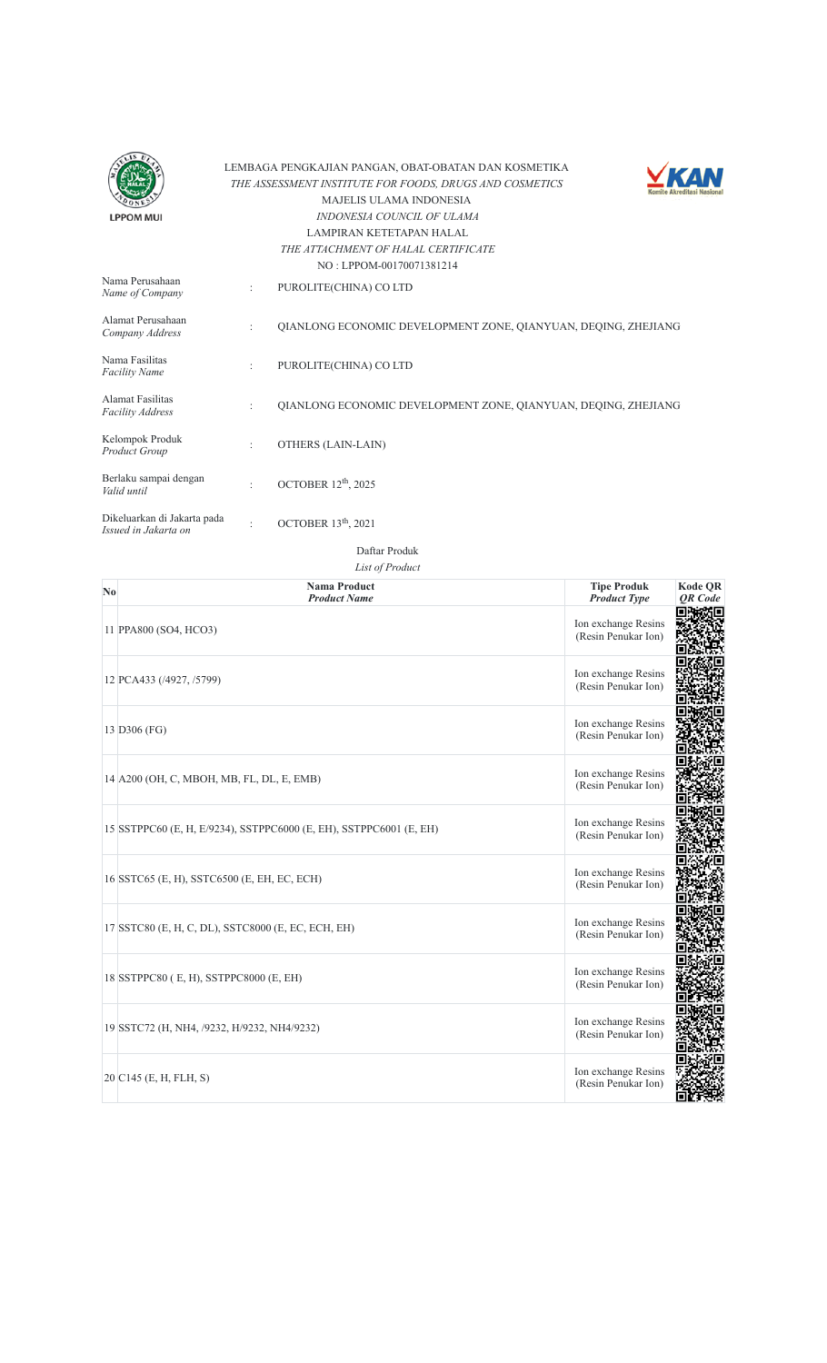LEMBAGA PENGKAJIAN PANGAN, OBAT-OBATAN DAN KOSMETIKA
*THE ASSESSMENT INSTITUTE FOR FOODS, DRUGS AND COSMETICS*
MAJELIS ULAMA INDONESIA
*INDONESIA COUNCIL OF ULAMA*
LAMPIRAN KETETAPAN HALAL
*THE ATTACHMENT OF HALAL CERTIFICATE*
NO : LPPOM-00170071381214

| | | |
|---|---|---|
| Nama Perusahaan *Name of Company* | : | PUROLITE(CHINA) CO LTD |
| Alamat Perusahaan *Company Address* | : | QIANLONG ECONOMIC DEVELOPMENT ZONE, QIANYUAN, DEQING, ZHEJIANG |
| Nama Fasilitas *Facility Name* | : | PUROLITE(CHINA) CO LTD |
| Alamat Fasilitas *Facility Address* | : | QIANLONG ECONOMIC DEVELOPMENT ZONE, QIANYUAN, DEQING, ZHEJIANG |
| Kelompok Produk *Product Group* | : | OTHERS (LAIN-LAIN) |
| Berlaku sampai dengan *Valid until* | : | OCTOBER 12th, 2025 |
| Dikeluarkan di Jakarta pada *Issued in Jakarta on* | : | OCTOBER 13th, 2021 |

Daftar Produk
*List of Product*

| No | Nama Product *Product Name* | Tipe Produk *Product Type* | Kode QR *QR Code* |
|---|---|---|---|
| 11 | PPA800 (SO4, HCO3) | Ion exchange Resins (Resin Penukar Ion) | |
| 12 | PCA433 (/4927, /5799) | Ion exchange Resins (Resin Penukar Ion) | |
| 13 | D306 (FG) | Ion exchange Resins (Resin Penukar Ion) | |
| 14 | A200 (OH, C, MBOH, MB, FL, DL, E, EMB) | Ion exchange Resins (Resin Penukar Ion) | |
| 15 | SSTPPC60 (E, H, E/9234), SSTPPC6000 (E, EH), SSTPPC6001 (E, EH) | Ion exchange Resins (Resin Penukar Ion) | |
| 16 | SSTC65 (E, H), SSTC6500 (E, EH, EC, ECH) | Ion exchange Resins (Resin Penukar Ion) | |
| 17 | SSTC80 (E, H, C, DL), SSTC8000 (E, EC, ECH, EH) | Ion exchange Resins (Resin Penukar Ion) | |
| 18 | SSTPPC80 ( E, H), SSTPPC8000 (E, EH) | Ion exchange Resins (Resin Penukar Ion) | |
| 19 | SSTC72 (H, NH4, /9232, H/9232, NH4/9232) | Ion exchange Resins (Resin Penukar Ion) | |
| 20 | C145 (E, H, FLH, S) | Ion exchange Resins (Resin Penukar Ion) | |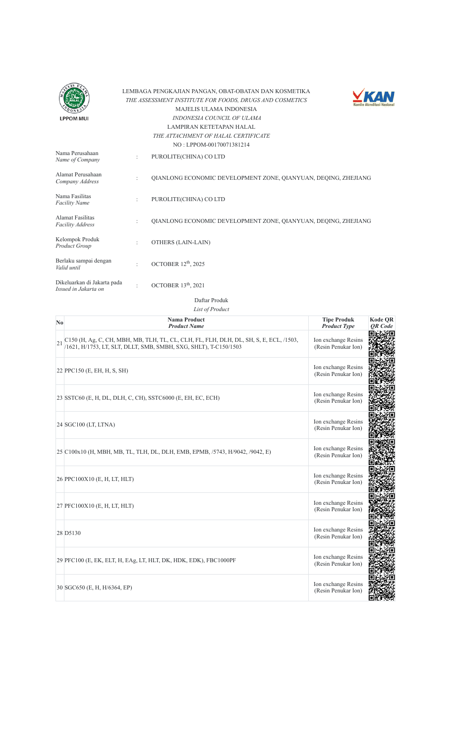LEMBAGA PENGKAJIAN PANGAN, OBAT-OBATAN DAN KOSMETIKA
*THE ASSESSMENT INSTITUTE FOR FOODS, DRUGS AND COSMETICS*
MAJELIS ULAMA INDONESIA
*INDONESIA COUNCIL OF ULAMA*
LAMPIRAN KETETAPAN HALAL
*THE ATTACHMENT OF HALAL CERTIFICATE*
NO : LPPOM-00170071381214

| | | |
|---|---|---|
| Nama Perusahaan *Name of Company* | : | PUROLITE(CHINA) CO LTD |
| Alamat Perusahaan *Company Address* | : | QIANLONG ECONOMIC DEVELOPMENT ZONE, QIANYUAN, DEQING, ZHEJIANG |
| Nama Fasilitas *Facility Name* | : | PUROLITE(CHINA) CO LTD |
| Alamat Fasilitas *Facility Address* | : | QIANLONG ECONOMIC DEVELOPMENT ZONE, QIANYUAN, DEQING, ZHEJIANG |
| Kelompok Produk *Product Group* | : | OTHERS (LAIN-LAIN) |
| Berlaku sampai dengan *Valid until* | : | OCTOBER 12th, 2025 |
| Dikeluarkan di Jakarta pada *Issued in Jakarta on* | : | OCTOBER 13th, 2021 |

Daftar Produk
*List of Product*

| No | Nama Product *Product Name* | Tipe Produk *Product Type* | Kode QR *QR Code* |
|---|---|---|---|
| 21 | C150 (H, Ag, C, CH, MBH, MB, TLH, TL, CL, CLH, FL, FLH, DLH, DL, SH, S, E, ECL, /1503, /1621, H/1753, LT, SLT, DLLT, SMB, SMBH, SXG, SHLT), T-C150/1503 | Ion exchange Resins (Resin Penukar Ion) | |
| 22 | PPC150 (E, EH, H, S, SH) | Ion exchange Resins (Resin Penukar Ion) | |
| 23 | SSTC60 (E, H, DL, DLH, C, CH), SSTC6000 (E, EH, EC, ECH) | Ion exchange Resins (Resin Penukar Ion) | |
| 24 | SGC100 (LT, LTNA) | Ion exchange Resins (Resin Penukar Ion) | |
| 25 | C100x10 (H, MBH, MB, TL, TLH, DL, DLH, EMB, EPMB, /5743, H/9042, /9042, E) | Ion exchange Resins (Resin Penukar Ion) | |
| 26 | PPC100X10 (E, H, LT, HLT) | Ion exchange Resins (Resin Penukar Ion) | |
| 27 | PFC100X10 (E, H, LT, HLT) | Ion exchange Resins (Resin Penukar Ion) | |
| 28 | D5130 | Ion exchange Resins (Resin Penukar Ion) | |
| 29 | PFC100 (E, EK, ELT, H, EAg, LT, HLT, DK, HDK, EDK), FBC1000PF | Ion exchange Resins (Resin Penukar Ion) | |
| 30 | SGC650 (E, H, H/6364, EP) | Ion exchange Resins (Resin Penukar Ion) | |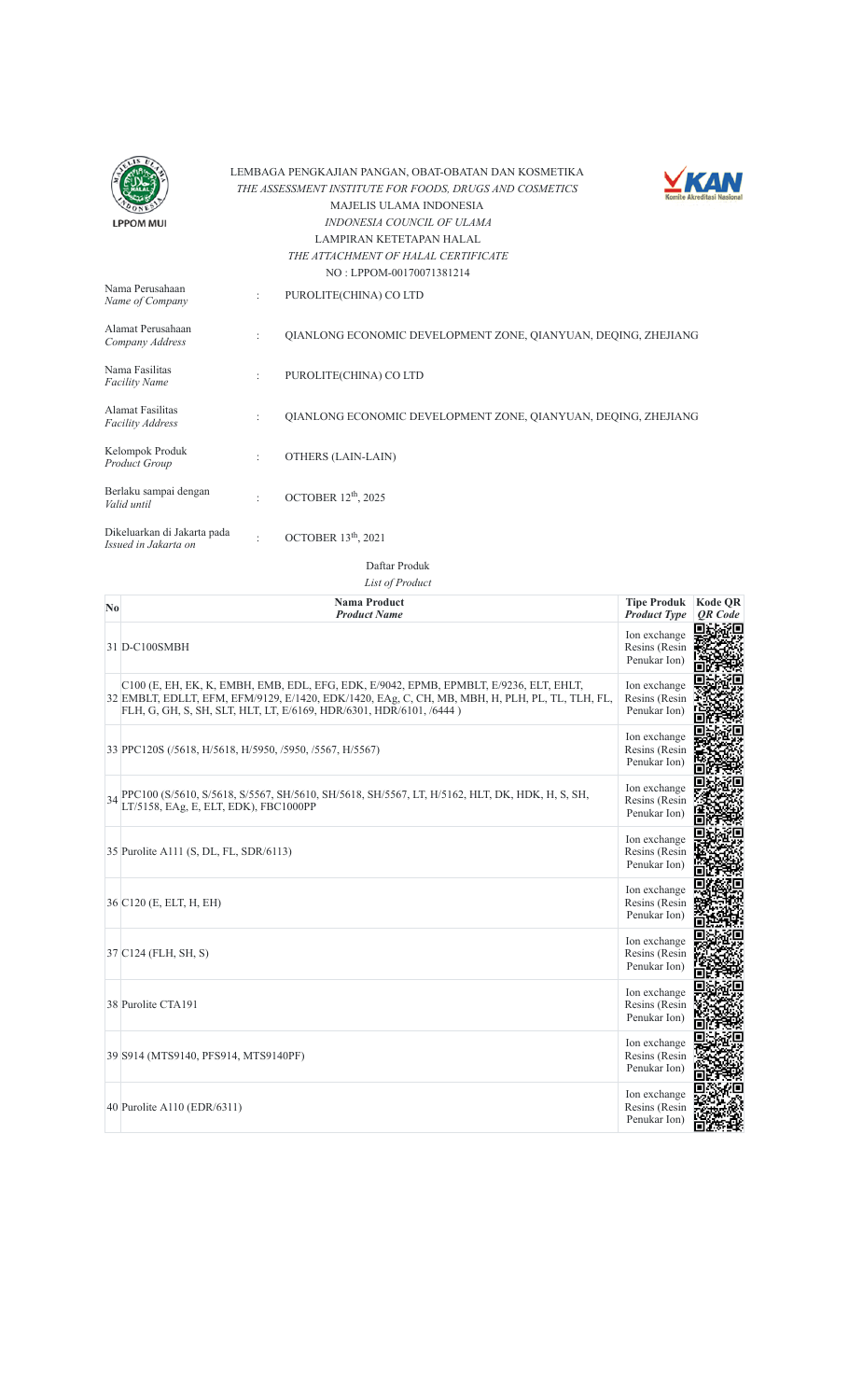LEMBAGA PENGKAJIAN PANGAN, OBAT-OBATAN DAN KOSMETIKA
*THE ASSESSMENT INSTITUTE FOR FOODS, DRUGS AND COSMETICS*
MAJELIS ULAMA INDONESIA
*INDONESIA COUNCIL OF ULAMA*
LAMPIRAN KETETAPAN HALAL
*THE ATTACHMENT OF HALAL CERTIFICATE*
NO : LPPOM-00170071381214

| | | |
|---|---|---|
| Nama Perusahaan *Name of Company* | : | PUROLITE(CHINA) CO LTD |
| Alamat Perusahaan *Company Address* | : | QIANLONG ECONOMIC DEVELOPMENT ZONE, QIANYUAN, DEQING, ZHEJIANG |
| Nama Fasilitas *Facility Name* | : | PUROLITE(CHINA) CO LTD |
| Alamat Fasilitas *Facility Address* | : | QIANLONG ECONOMIC DEVELOPMENT ZONE, QIANYUAN, DEQING, ZHEJIANG |
| Kelompok Produk *Product Group* | : | OTHERS (LAIN-LAIN) |
| Berlaku sampai dengan *Valid until* | : | OCTOBER 12th, 2025 |
| Dikeluarkan di Jakarta pada *Issued in Jakarta on* | : | OCTOBER 13th, 2021 |

Daftar Produk
*List of Product*

| No | Nama Product *Product Name* | Tipe Produk *Product Type* | Kode QR *QR Code* |
|---|---|---|---|
| 31 | D-C100SMBH | Ion exchange Resins (Resin Penukar Ion) | |
| 32 | C100 (E, EH, EK, K, EMBH, EMB, EDL, EFG, EDK, E/9042, EPMB, EPMBLT, E/9236, ELT, EHLT, EMBLT, EDLLT, EFM, EFM/9129, E/1420, EDK/1420, EAg, C, CH, MB, MBH, H, PLH, PL, TL, TLH, FL, FLH, G, GH, S, SH, SLT, HLT, LT, E/6169, HDR/6301, HDR/6101, /6444 ) | Ion exchange Resins (Resin Penukar Ion) | |
| 33 | PPC120S (/5618, H/5618, H/5950, /5950, /5567, H/5567) | Ion exchange Resins (Resin Penukar Ion) | |
| 34 | PPC100 (S/5610, S/5618, S/5567, SH/5610, SH/5618, SH/5567, LT, H/5162, HLT, DK, HDK, H, S, SH, LT/5158, EAg, E, ELT, EDK), FBC1000PP | Ion exchange Resins (Resin Penukar Ion) | |
| 35 | Purolite A111 (S, DL, FL, SDR/6113) | Ion exchange Resins (Resin Penukar Ion) | |
| 36 | C120 (E, ELT, H, EH) | Ion exchange Resins (Resin Penukar Ion) | |
| 37 | C124 (FLH, SH, S) | Ion exchange Resins (Resin Penukar Ion) | |
| 38 | Purolite CTA191 | Ion exchange Resins (Resin Penukar Ion) | |
| 39 | S914 (MTS9140, PFS914, MTS9140PF) | Ion exchange Resins (Resin Penukar Ion) | |
| 40 | Purolite A110 (EDR/6311) | Ion exchange Resins (Resin Penukar Ion) | |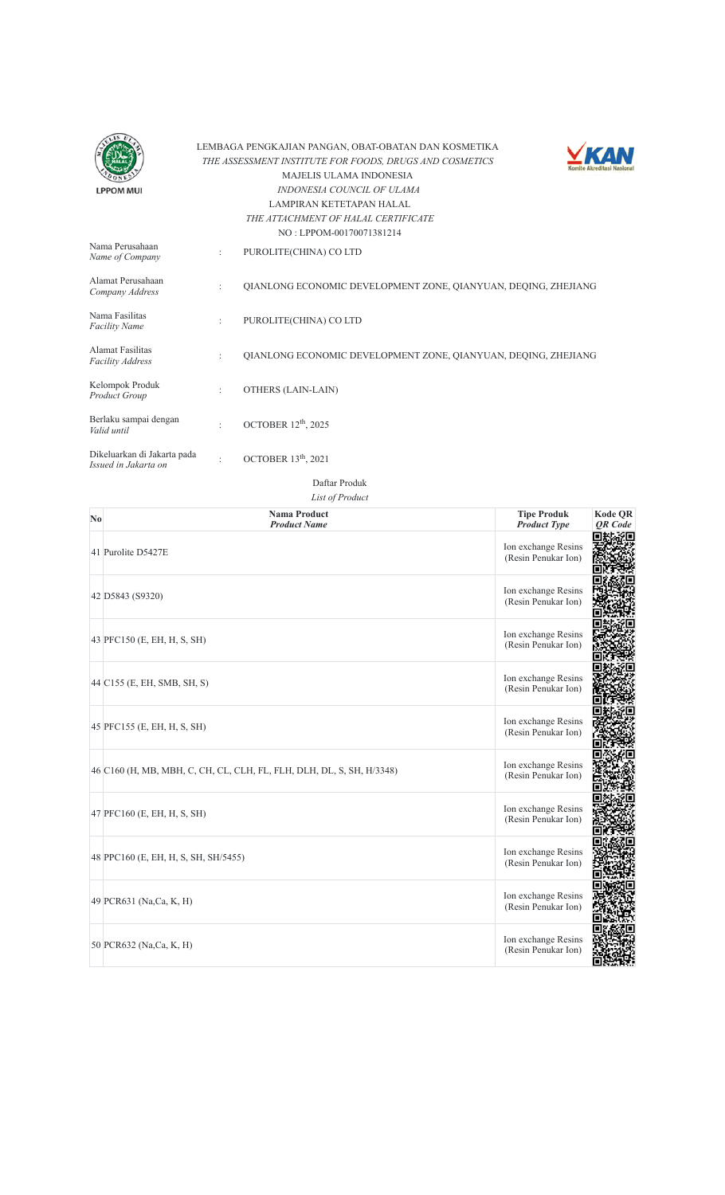LPPOM MUI

LEMBAGA PENGKAJIAN PANGAN, OBAT-OBATAN DAN KOSMETIKA
*THE ASSESSMENT INSTITUTE FOR FOODS, DRUGS AND COSMETICS*
MAJELIS ULAMA INDONESIA
*INDONESIA COUNCIL OF ULAMA*
LAMPIRAN KETETAPAN HALAL
*THE ATTACHMENT OF HALAL CERTIFICATE*
NO : LPPOM-00170071381214

KAN Komite Akreditasi Nasional

| | | |
|---|---|---|
| Nama Perusahaan *Name of Company* | : | PUROLITE(CHINA) CO LTD |
| Alamat Perusahaan *Company Address* | : | QIANLONG ECONOMIC DEVELOPMENT ZONE, QIANYUAN, DEQING, ZHEJIANG |
| Nama Fasilitas *Facility Name* | : | PUROLITE(CHINA) CO LTD |
| Alamat Fasilitas *Facility Address* | : | QIANLONG ECONOMIC DEVELOPMENT ZONE, QIANYUAN, DEQING, ZHEJIANG |
| Kelompok Produk *Product Group* | : | OTHERS (LAIN-LAIN) |
| Berlaku sampai dengan *Valid until* | : | OCTOBER 12th, 2025 |
| Dikeluarkan di Jakarta pada *Issued in Jakarta on* | : | OCTOBER 13th, 2021 |

Daftar Produk
*List of Product*

| No | Nama Product *Product Name* | Tipe Produk *Product Type* | Kode QR *QR Code* |
|---|---|---|---|
| 41 | Purolite D5427E | Ion exchange Resins (Resin Penukar Ion) | |
| 42 | D5843 (S9320) | Ion exchange Resins (Resin Penukar Ion) | |
| 43 | PFC150 (E, EH, H, S, SH) | Ion exchange Resins (Resin Penukar Ion) | |
| 44 | C155 (E, EH, SMB, SH, S) | Ion exchange Resins (Resin Penukar Ion) | |
| 45 | PFC155 (E, EH, H, S, SH) | Ion exchange Resins (Resin Penukar Ion) | |
| 46 | C160 (H, MB, MBH, C, CH, CL, CLH, FL, FLH, DLH, DL, S, SH, H/3348) | Ion exchange Resins (Resin Penukar Ion) | |
| 47 | PFC160 (E, EH, H, S, SH) | Ion exchange Resins (Resin Penukar Ion) | |
| 48 | PPC160 (E, EH, H, S, SH, SH/5455) | Ion exchange Resins (Resin Penukar Ion) | |
| 49 | PCR631 (Na,Ca, K, H) | Ion exchange Resins (Resin Penukar Ion) | |
| 50 | PCR632 (Na,Ca, K, H) | Ion exchange Resins (Resin Penukar Ion) | |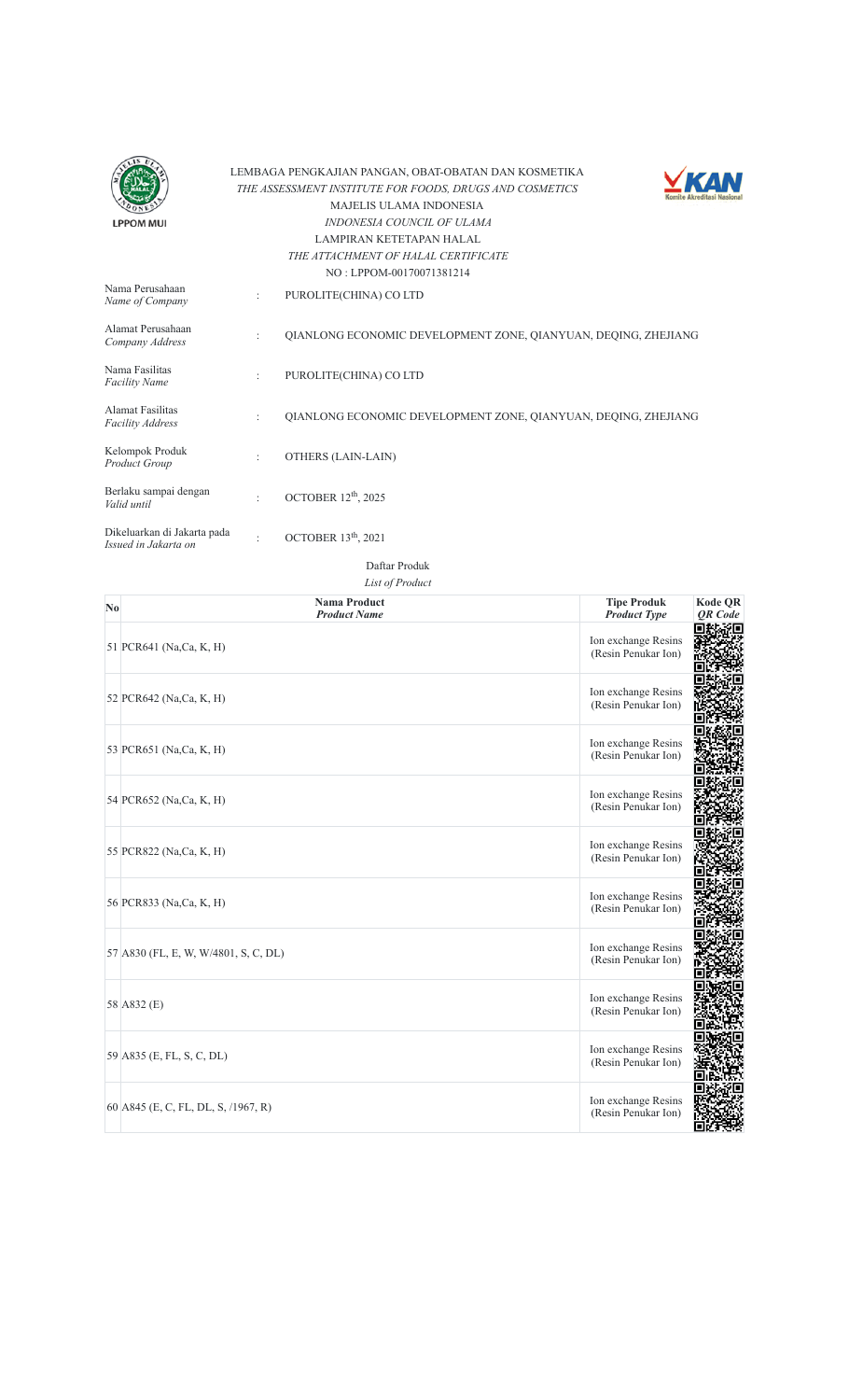LEMBAGA PENGKAJIAN PANGAN, OBAT-OBATAN DAN KOSMETIKA
*THE ASSESSMENT INSTITUTE FOR FOODS, DRUGS AND COSMETICS*
MAJELIS ULAMA INDONESIA
*INDONESIA COUNCIL OF ULAMA*
LAMPIRAN KETETAPAN HALAL
*THE ATTACHMENT OF HALAL CERTIFICATE*
NO : LPPOM-00170071381214

| | | |
|---|---|---|
| Nama Perusahaan *Name of Company* | : | PUROLITE(CHINA) CO LTD |
| Alamat Perusahaan *Company Address* | : | QIANLONG ECONOMIC DEVELOPMENT ZONE, QIANYUAN, DEQING, ZHEJIANG |
| Nama Fasilitas *Facility Name* | : | PUROLITE(CHINA) CO LTD |
| Alamat Fasilitas *Facility Address* | : | QIANLONG ECONOMIC DEVELOPMENT ZONE, QIANYUAN, DEQING, ZHEJIANG |
| Kelompok Produk *Product Group* | : | OTHERS (LAIN-LAIN) |
| Berlaku sampai dengan *Valid until* | : | OCTOBER 12th, 2025 |
| Dikeluarkan di Jakarta pada *Issued in Jakarta on* | : | OCTOBER 13th, 2021 |

Daftar Produk
*List of Product*

| No | Nama Product *Product Name* | Tipe Produk *Product Type* | Kode QR *QR Code* |
|---|---|---|---|
| 51 | PCR641 (Na,Ca, K, H) | Ion exchange Resins (Resin Penukar Ion) | |
| 52 | PCR642 (Na,Ca, K, H) | Ion exchange Resins (Resin Penukar Ion) | |
| 53 | PCR651 (Na,Ca, K, H) | Ion exchange Resins (Resin Penukar Ion) | |
| 54 | PCR652 (Na,Ca, K, H) | Ion exchange Resins (Resin Penukar Ion) | |
| 55 | PCR822 (Na,Ca, K, H) | Ion exchange Resins (Resin Penukar Ion) | |
| 56 | PCR833 (Na,Ca, K, H) | Ion exchange Resins (Resin Penukar Ion) | |
| 57 | A830 (FL, E, W, W/4801, S, C, DL) | Ion exchange Resins (Resin Penukar Ion) | |
| 58 | A832 (E) | Ion exchange Resins (Resin Penukar Ion) | |
| 59 | A835 (E, FL, S, C, DL) | Ion exchange Resins (Resin Penukar Ion) | |
| 60 | A845 (E, C, FL, DL, S, /1967, R) | Ion exchange Resins (Resin Penukar Ion) | |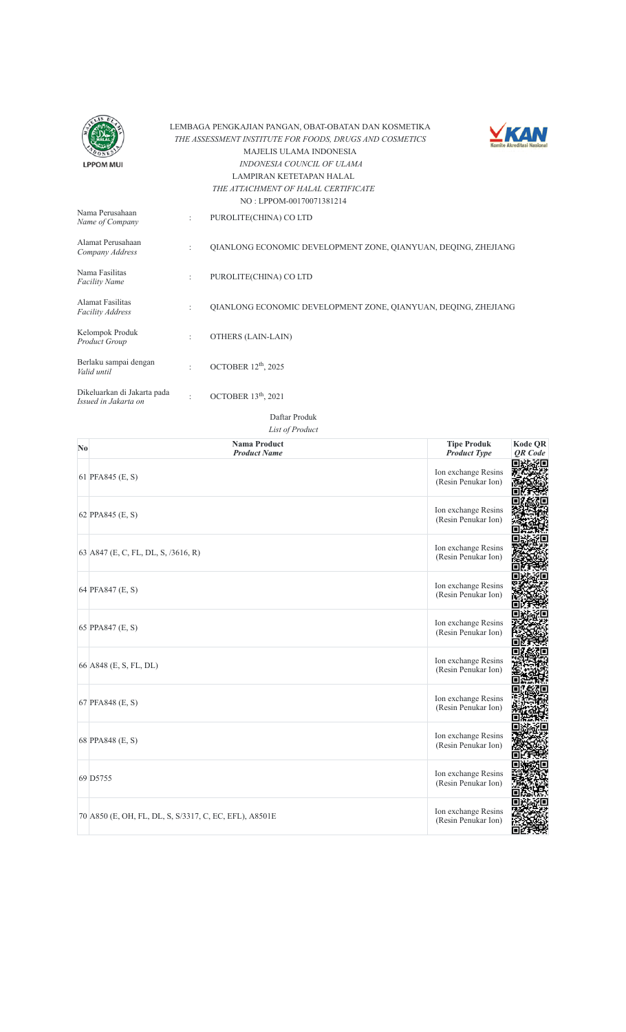LEMBAGA PENGKAJIAN PANGAN, OBAT-OBATAN DAN KOSMETIKA
*THE ASSESSMENT INSTITUTE FOR FOODS, DRUGS AND COSMETICS*
MAJELIS ULAMA INDONESIA
*INDONESIA COUNCIL OF ULAMA*
LAMPIRAN KETETAPAN HALAL
*THE ATTACHMENT OF HALAL CERTIFICATE*
NO : LPPOM-00170071381214

| | | |
|---|---|---|
| Nama Perusahaan *Name of Company* | : | PUROLITE(CHINA) CO LTD |
| Alamat Perusahaan *Company Address* | : | QIANLONG ECONOMIC DEVELOPMENT ZONE, QIANYUAN, DEQING, ZHEJIANG |
| Nama Fasilitas *Facility Name* | : | PUROLITE(CHINA) CO LTD |
| Alamat Fasilitas *Facility Address* | : | QIANLONG ECONOMIC DEVELOPMENT ZONE, QIANYUAN, DEQING, ZHEJIANG |
| Kelompok Produk *Product Group* | : | OTHERS (LAIN-LAIN) |
| Berlaku sampai dengan *Valid until* | : | OCTOBER 12th, 2025 |
| Dikeluarkan di Jakarta pada *Issued in Jakarta on* | : | OCTOBER 13th, 2021 |

Daftar Produk
*List of Product*

| No | Nama Product *Product Name* | Tipe Produk *Product Type* | Kode QR *QR Code* |
|---|---|---|---|
| 61 | PFA845 (E, S) | Ion exchange Resins (Resin Penukar Ion) | |
| 62 | PPA845 (E, S) | Ion exchange Resins (Resin Penukar Ion) | |
| 63 | A847 (E, C, FL, DL, S, /3616, R) | Ion exchange Resins (Resin Penukar Ion) | |
| 64 | PFA847 (E, S) | Ion exchange Resins (Resin Penukar Ion) | |
| 65 | PPA847 (E, S) | Ion exchange Resins (Resin Penukar Ion) | |
| 66 | A848 (E, S, FL, DL) | Ion exchange Resins (Resin Penukar Ion) | |
| 67 | PFA848 (E, S) | Ion exchange Resins (Resin Penukar Ion) | |
| 68 | PPA848 (E, S) | Ion exchange Resins (Resin Penukar Ion) | |
| 69 | D5755 | Ion exchange Resins (Resin Penukar Ion) | |
| 70 | A850 (E, OH, FL, DL, S, S/3317, C, EC, EFL), A8501E | Ion exchange Resins (Resin Penukar Ion) | |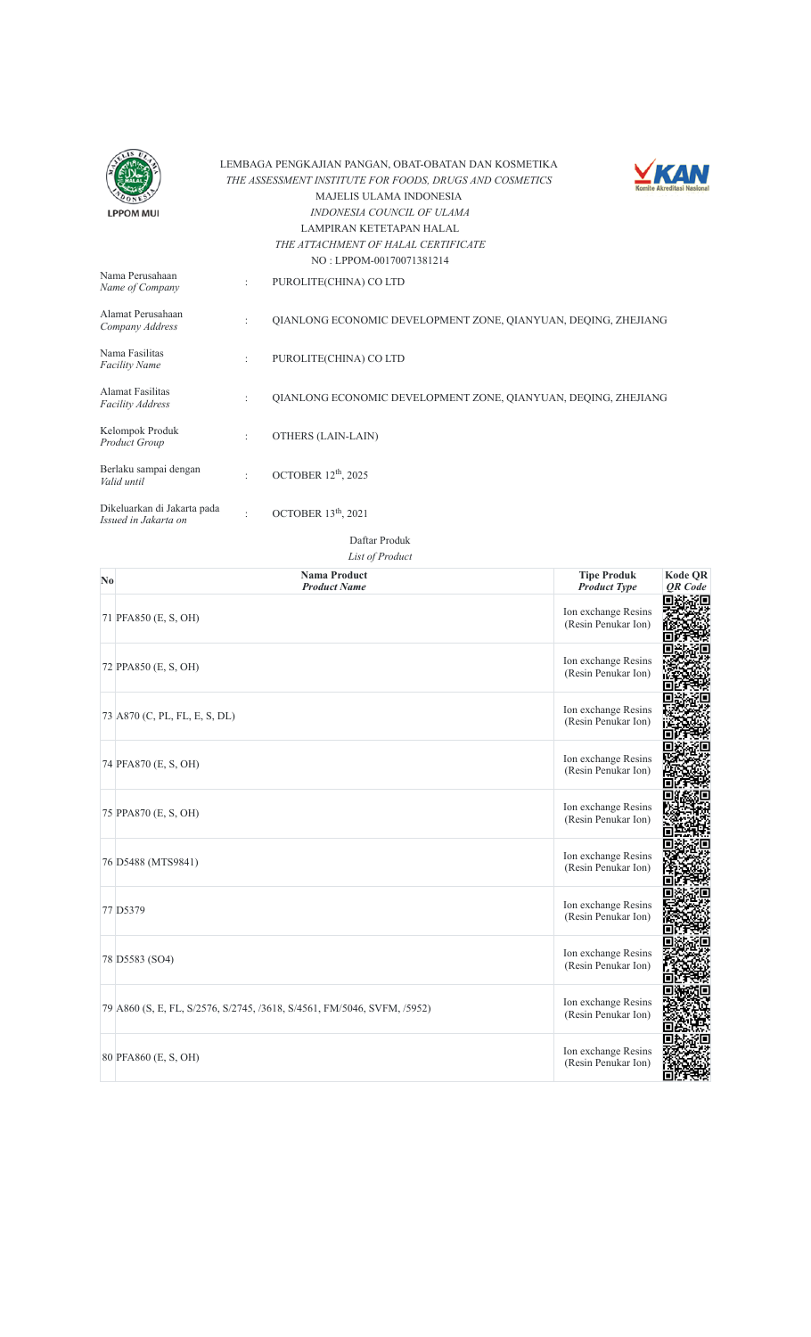LEMBAGA PENGKAJIAN PANGAN, OBAT-OBATAN DAN KOSMETIKA
*THE ASSESSMENT INSTITUTE FOR FOODS, DRUGS AND COSMETICS*
MAJELIS ULAMA INDONESIA
*INDONESIA COUNCIL OF ULAMA*
LAMPIRAN KETETAPAN HALAL
*THE ATTACHMENT OF HALAL CERTIFICATE*
NO : LPPOM-00170071381214

| | | |
|---|---|---|
| Nama Perusahaan *Name of Company* | : | PUROLITE(CHINA) CO LTD |
| Alamat Perusahaan *Company Address* | : | QIANLONG ECONOMIC DEVELOPMENT ZONE, QIANYUAN, DEQING, ZHEJIANG |
| Nama Fasilitas *Facility Name* | : | PUROLITE(CHINA) CO LTD |
| Alamat Fasilitas *Facility Address* | : | QIANLONG ECONOMIC DEVELOPMENT ZONE, QIANYUAN, DEQING, ZHEJIANG |
| Kelompok Produk *Product Group* | : | OTHERS (LAIN-LAIN) |
| Berlaku sampai dengan *Valid until* | : | OCTOBER 12th, 2025 |
| Dikeluarkan di Jakarta pada *Issued in Jakarta on* | : | OCTOBER 13th, 2021 |

Daftar Produk
*List of Product*

| No | Nama Product *Product Name* | Tipe Produk *Product Type* | Kode QR *QR Code* |
|---|---|---|---|
| 71 | PFA850 (E, S, OH) | Ion exchange Resins (Resin Penukar Ion) | |
| 72 | PPA850 (E, S, OH) | Ion exchange Resins (Resin Penukar Ion) | |
| 73 | A870 (C, PL, FL, E, S, DL) | Ion exchange Resins (Resin Penukar Ion) | |
| 74 | PFA870 (E, S, OH) | Ion exchange Resins (Resin Penukar Ion) | |
| 75 | PPA870 (E, S, OH) | Ion exchange Resins (Resin Penukar Ion) | |
| 76 | D5488 (MTS9841) | Ion exchange Resins (Resin Penukar Ion) | |
| 77 | D5379 | Ion exchange Resins (Resin Penukar Ion) | |
| 78 | D5583 (SO4) | Ion exchange Resins (Resin Penukar Ion) | |
| 79 | A860 (S, E, FL, S/2576, S/2745, /3618, S/4561, FM/5046, SVFM, /5952) | Ion exchange Resins (Resin Penukar Ion) | |
| 80 | PFA860 (E, S, OH) | Ion exchange Resins (Resin Penukar Ion) | |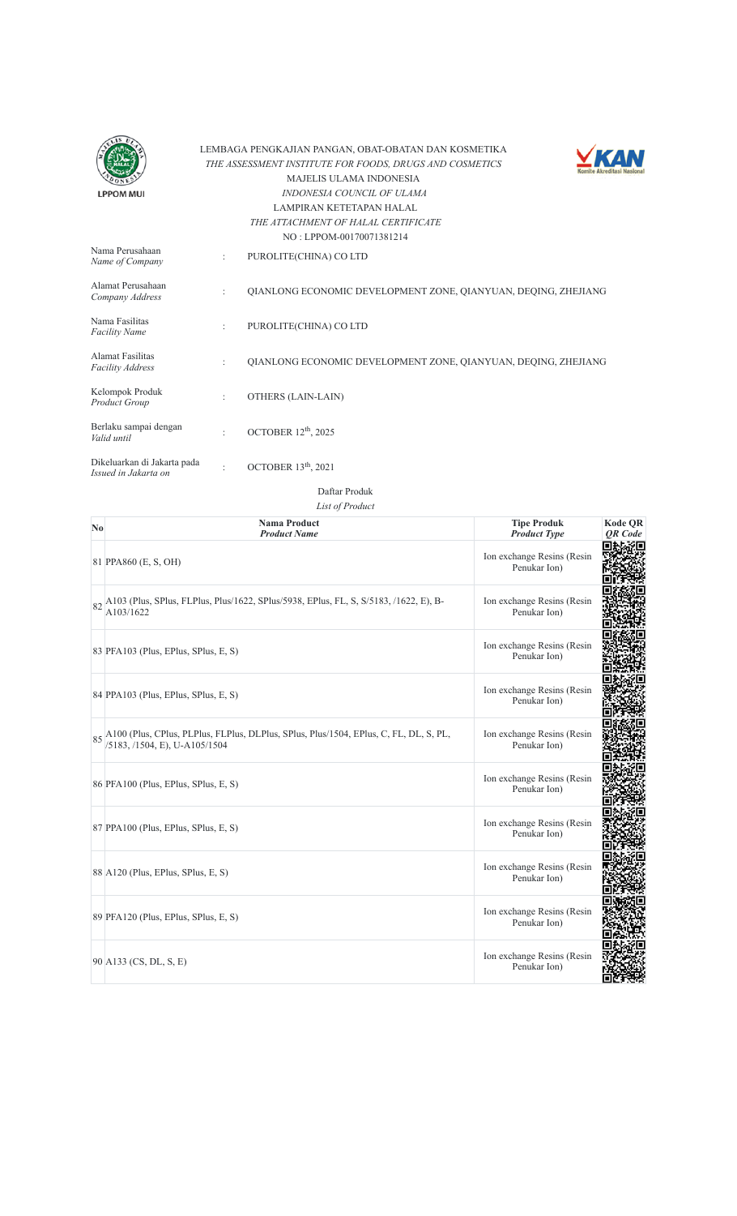LEMBAGA PENGKAJIAN PANGAN, OBAT-OBATAN DAN KOSMETIKA
*THE ASSESSMENT INSTITUTE FOR FOODS, DRUGS AND COSMETICS*
MAJELIS ULAMA INDONESIA
*INDONESIA COUNCIL OF ULAMA*
LAMPIRAN KETETAPAN HALAL
*THE ATTACHMENT OF HALAL CERTIFICATE*
NO : LPPOM-00170071381214

| | | |
|---|---|---|
| Nama Perusahaan *Name of Company* | : | PUROLITE(CHINA) CO LTD |
| Alamat Perusahaan *Company Address* | : | QIANLONG ECONOMIC DEVELOPMENT ZONE, QIANYUAN, DEQING, ZHEJIANG |
| Nama Fasilitas *Facility Name* | : | PUROLITE(CHINA) CO LTD |
| Alamat Fasilitas *Facility Address* | : | QIANLONG ECONOMIC DEVELOPMENT ZONE, QIANYUAN, DEQING, ZHEJIANG |
| Kelompok Produk *Product Group* | : | OTHERS (LAIN-LAIN) |
| Berlaku sampai dengan *Valid until* | : | OCTOBER 12th, 2025 |
| Dikeluarkan di Jakarta pada *Issued in Jakarta on* | : | OCTOBER 13th, 2021 |

Daftar Produk
*List of Product*

| No | Nama Product *Product Name* | Tipe Produk *Product Type* | Kode QR *QR Code* |
|---|---|---|---|
| 81 | PPA860 (E, S, OH) | Ion exchange Resins (Resin Penukar Ion) | |
| 82 | A103 (Plus, SPlus, FLPlus, Plus/1622, SPlus/5938, EPlus, FL, S, S/5183, /1622, E), B-A103/1622 | Ion exchange Resins (Resin Penukar Ion) | |
| 83 | PFA103 (Plus, EPlus, SPlus, E, S) | Ion exchange Resins (Resin Penukar Ion) | |
| 84 | PPA103 (Plus, EPlus, SPlus, E, S) | Ion exchange Resins (Resin Penukar Ion) | |
| 85 | A100 (Plus, CPlus, PLPlus, DLPlus, SPlus, Plus/1504, EPlus, C, FL, DL, S, PL, /5183, /1504, E), U-A105/1504 | Ion exchange Resins (Resin Penukar Ion) | |
| 86 | PFA100 (Plus, EPlus, SPlus, E, S) | Ion exchange Resins (Resin Penukar Ion) | |
| 87 | PPA100 (Plus, EPlus, SPlus, E, S) | Ion exchange Resins (Resin Penukar Ion) | |
| 88 | A120 (Plus, EPlus, SPlus, E, S) | Ion exchange Resins (Resin Penukar Ion) | |
| 89 | PFA120 (Plus, EPlus, SPlus, E, S) | Ion exchange Resins (Resin Penukar Ion) | |
| 90 | A133 (CS, DL, S, E) | Ion exchange Resins (Resin Penukar Ion) | |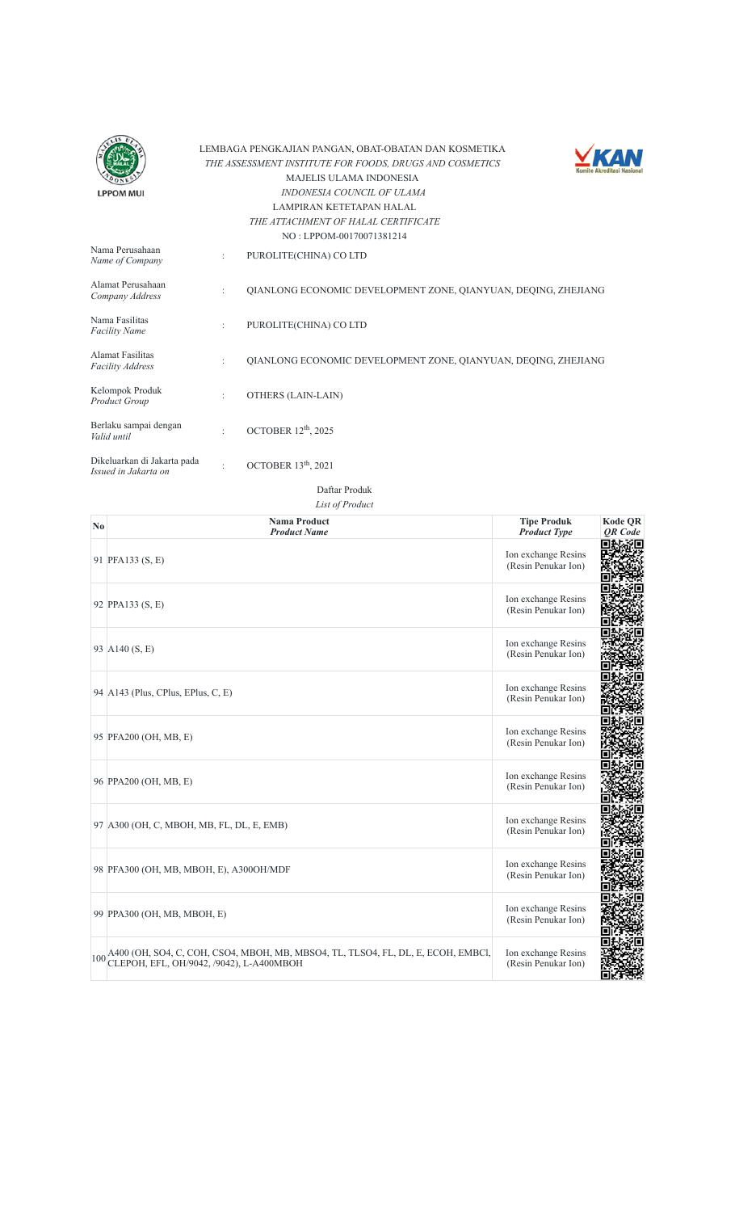LEMBAGA PENGKAJIAN PANGAN, OBAT-OBATAN DAN KOSMETIKA
*THE ASSESSMENT INSTITUTE FOR FOODS, DRUGS AND COSMETICS*
MAJELIS ULAMA INDONESIA
*INDONESIA COUNCIL OF ULAMA*
LAMPIRAN KETETAPAN HALAL
*THE ATTACHMENT OF HALAL CERTIFICATE*
NO : LPPOM-00170071381214

| | | |
|---|---|---|
| Nama Perusahaan *Name of Company* | : | PUROLITE(CHINA) CO LTD |
| Alamat Perusahaan *Company Address* | : | QIANLONG ECONOMIC DEVELOPMENT ZONE, QIANYUAN, DEQING, ZHEJIANG |
| Nama Fasilitas *Facility Name* | : | PUROLITE(CHINA) CO LTD |
| Alamat Fasilitas *Facility Address* | : | QIANLONG ECONOMIC DEVELOPMENT ZONE, QIANYUAN, DEQING, ZHEJIANG |
| Kelompok Produk *Product Group* | : | OTHERS (LAIN-LAIN) |
| Berlaku sampai dengan *Valid until* | : | OCTOBER 12th, 2025 |
| Dikeluarkan di Jakarta pada *Issued in Jakarta on* | : | OCTOBER 13th, 2021 |

Daftar Produk
*List of Product*

| No | Nama Product *Product Name* | Tipe Produk *Product Type* | Kode QR *QR Code* |
|---|---|---|---|
| 91 | PFA133 (S, E) | Ion exchange Resins (Resin Penukar Ion) | |
| 92 | PPA133 (S, E) | Ion exchange Resins (Resin Penukar Ion) | |
| 93 | A140 (S, E) | Ion exchange Resins (Resin Penukar Ion) | |
| 94 | A143 (Plus, CPlus, EPlus, C, E) | Ion exchange Resins (Resin Penukar Ion) | |
| 95 | PFA200 (OH, MB, E) | Ion exchange Resins (Resin Penukar Ion) | |
| 96 | PPA200 (OH, MB, E) | Ion exchange Resins (Resin Penukar Ion) | |
| 97 | A300 (OH, C, MBOH, MB, FL, DL, E, EMB) | Ion exchange Resins (Resin Penukar Ion) | |
| 98 | PFA300 (OH, MB, MBOH, E), A300OH/MDF | Ion exchange Resins (Resin Penukar Ion) | |
| 99 | PPA300 (OH, MB, MBOH, E) | Ion exchange Resins (Resin Penukar Ion) | |
| 100 | A400 (OH, SO4, C, COH, CSO4, MBOH, MB, MBSO4, TL, TLSO4, FL, DL, E, ECOH, EMBCl, CLEPOH, EFL, OH/9042, /9042), L-A400MBOH | Ion exchange Resins (Resin Penukar Ion) | |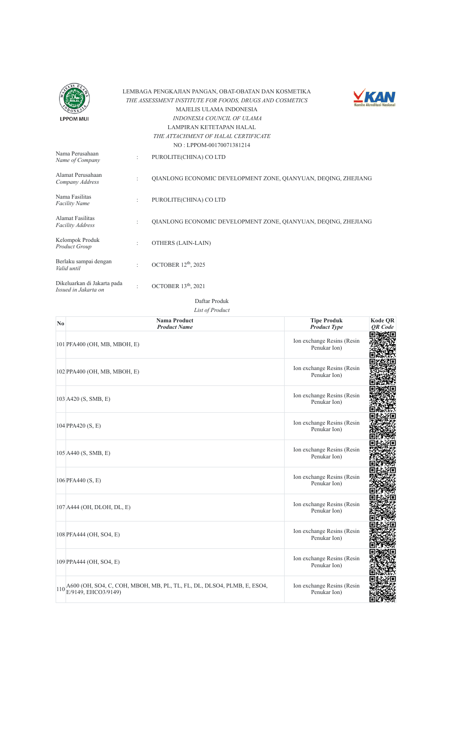LEMBAGA PENGKAJIAN PANGAN, OBAT-OBATAN DAN KOSMETIKA

*THE ASSESSMENT INSTITUTE FOR FOODS, DRUGS AND COSMETICS*

MAJELIS ULAMA INDONESIA

*INDONESIA COUNCIL OF ULAMA*

LAMPIRAN KETETAPAN HALAL

*THE ATTACHMENT OF HALAL CERTIFICATE*

NO : LPPOM-00170071381214

| | | |
|---|---|---|
| Nama Perusahaan *Name of Company* | : | PUROLITE(CHINA) CO LTD |
| Alamat Perusahaan *Company Address* | : | QIANLONG ECONOMIC DEVELOPMENT ZONE, QIANYUAN, DEQING, ZHEJIANG |
| Nama Fasilitas *Facility Name* | : | PUROLITE(CHINA) CO LTD |
| Alamat Fasilitas *Facility Address* | : | QIANLONG ECONOMIC DEVELOPMENT ZONE, QIANYUAN, DEQING, ZHEJIANG |
| Kelompok Produk *Product Group* | : | OTHERS (LAIN-LAIN) |
| Berlaku sampai dengan *Valid until* | : | OCTOBER 12th, 2025 |
| Dikeluarkan di Jakarta pada *Issued in Jakarta on* | : | OCTOBER 13th, 2021 |

Daftar Produk

*List of Product*

| No | Nama Product *Product Name* | Tipe Produk *Product Type* | Kode QR *QR Code* |
|---|---|---|---|
| 101 | PFA400 (OH, MB, MBOH, E) | Ion exchange Resins (Resin Penukar Ion) | |
| 102 | PPA400 (OH, MB, MBOH, E) | Ion exchange Resins (Resin Penukar Ion) | |
| 103 | A420 (S, SMB, E) | Ion exchange Resins (Resin Penukar Ion) | |
| 104 | PPA420 (S, E) | Ion exchange Resins (Resin Penukar Ion) | |
| 105 | A440 (S, SMB, E) | Ion exchange Resins (Resin Penukar Ion) | |
| 106 | PFA440 (S, E) | Ion exchange Resins (Resin Penukar Ion) | |
| 107 | A444 (OH, DLOH, DL, E) | Ion exchange Resins (Resin Penukar Ion) | |
| 108 | PFA444 (OH, SO4, E) | Ion exchange Resins (Resin Penukar Ion) | |
| 109 | PPA444 (OH, SO4, E) | Ion exchange Resins (Resin Penukar Ion) | |
| 110 | A600 (OH, SO4, C, COH, MBOH, MB, PL, TL, FL, DL, DLSO4, PLMB, E, ESO4, E/9149, EHCO3/9149) | Ion exchange Resins (Resin Penukar Ion) | |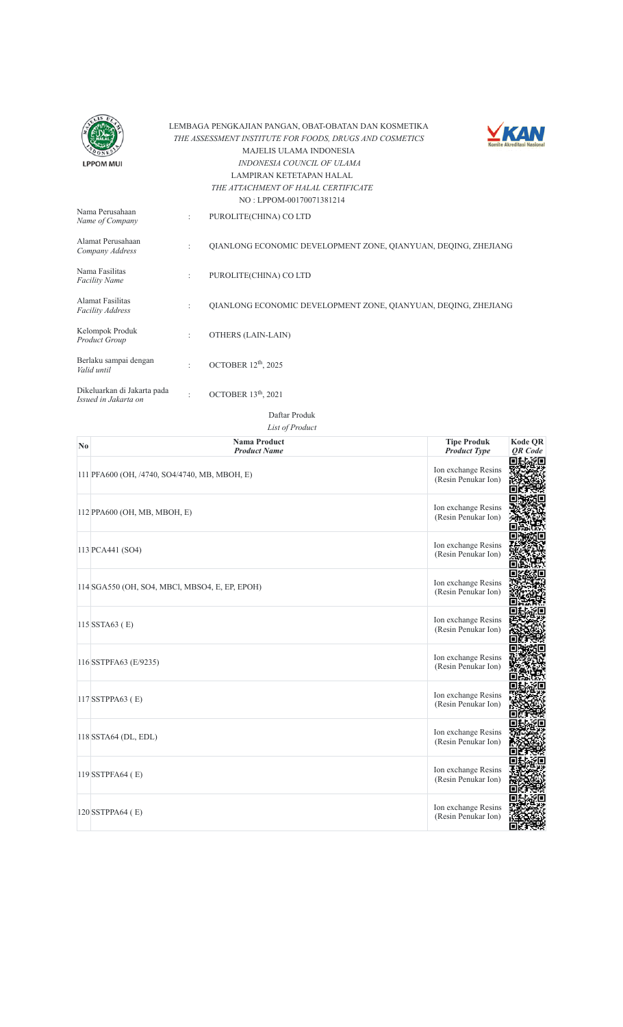LEMBAGA PENGKAJIAN PANGAN, OBAT-OBATAN DAN KOSMETIKA
*THE ASSESSMENT INSTITUTE FOR FOODS, DRUGS AND COSMETICS*
MAJELIS ULAMA INDONESIA
*INDONESIA COUNCIL OF ULAMA*
LAMPIRAN KETETAPAN HALAL
*THE ATTACHMENT OF HALAL CERTIFICATE*
NO : LPPOM-00170071381214

| | | |
|---|---|---|
| Nama Perusahaan *Name of Company* | : | PUROLITE(CHINA) CO LTD |
| Alamat Perusahaan *Company Address* | : | QIANLONG ECONOMIC DEVELOPMENT ZONE, QIANYUAN, DEQING, ZHEJIANG |
| Nama Fasilitas *Facility Name* | : | PUROLITE(CHINA) CO LTD |
| Alamat Fasilitas *Facility Address* | : | QIANLONG ECONOMIC DEVELOPMENT ZONE, QIANYUAN, DEQING, ZHEJIANG |
| Kelompok Produk *Product Group* | : | OTHERS (LAIN-LAIN) |
| Berlaku sampai dengan *Valid until* | : | OCTOBER 12th, 2025 |
| Dikeluarkan di Jakarta pada *Issued in Jakarta on* | : | OCTOBER 13th, 2021 |

Daftar Produk
*List of Product*

| No | Nama Product *Product Name* | Tipe Produk *Product Type* | Kode QR *QR Code* |
|---|---|---|---|
| 111 | PFA600 (OH, /4740, SO4/4740, MB, MBOH, E) | Ion exchange Resins (Resin Penukar Ion) | |
| 112 | PPA600 (OH, MB, MBOH, E) | Ion exchange Resins (Resin Penukar Ion) | |
| 113 | PCA441 (SO4) | Ion exchange Resins (Resin Penukar Ion) | |
| 114 | SGA550 (OH, SO4, MBCl, MBSO4, E, EP, EPOH) | Ion exchange Resins (Resin Penukar Ion) | |
| 115 | SSTA63 ( E) | Ion exchange Resins (Resin Penukar Ion) | |
| 116 | SSTPFA63 (E/9235) | Ion exchange Resins (Resin Penukar Ion) | |
| 117 | SSTPPA63 ( E) | Ion exchange Resins (Resin Penukar Ion) | |
| 118 | SSTA64 (DL, EDL) | Ion exchange Resins (Resin Penukar Ion) | |
| 119 | SSTPFA64 ( E) | Ion exchange Resins (Resin Penukar Ion) | |
| 120 | SSTPPA64 ( E) | Ion exchange Resins (Resin Penukar Ion) | |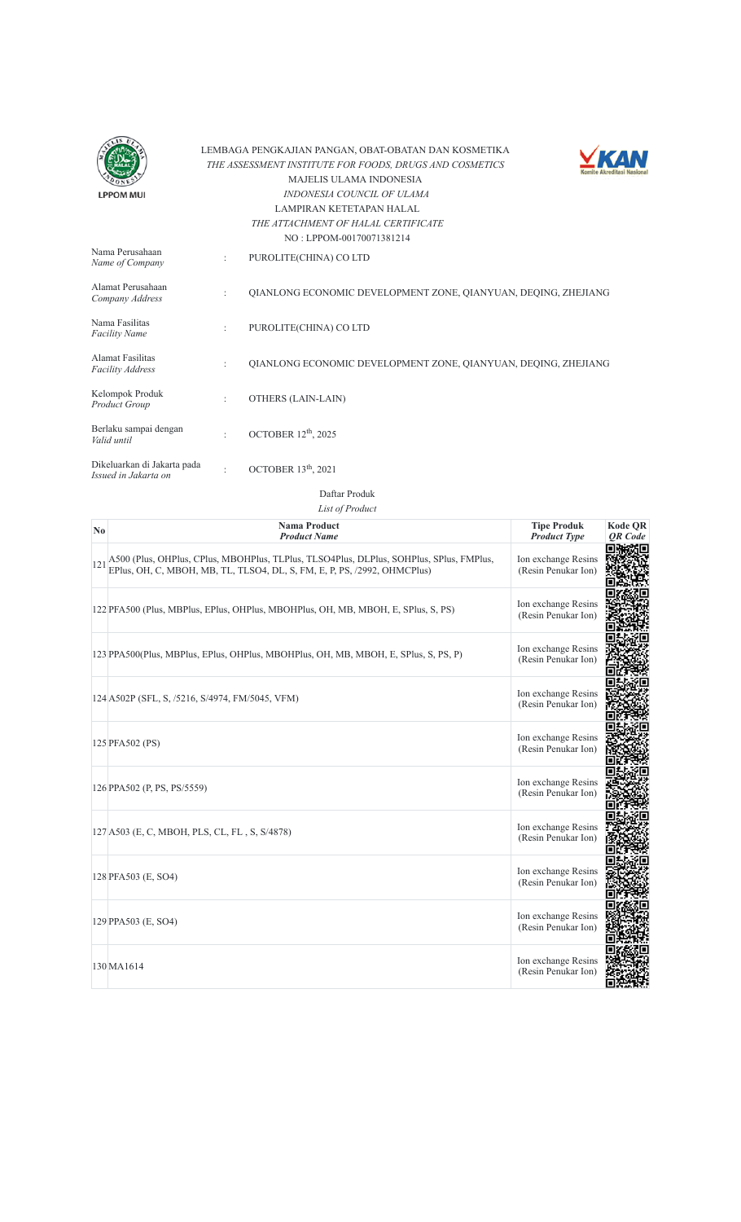LEMBAGA PENGKAJIAN PANGAN, OBAT-OBATAN DAN KOSMETIKA
*THE ASSESSMENT INSTITUTE FOR FOODS, DRUGS AND COSMETICS*
MAJELIS ULAMA INDONESIA
*INDONESIA COUNCIL OF ULAMA*
LAMPIRAN KETETAPAN HALAL
*THE ATTACHMENT OF HALAL CERTIFICATE*
NO : LPPOM-00170071381214

| | | |
|---|---|---|
| Nama Perusahaan *Name of Company* | : | PUROLITE(CHINA) CO LTD |
| Alamat Perusahaan *Company Address* | : | QIANLONG ECONOMIC DEVELOPMENT ZONE, QIANYUAN, DEQING, ZHEJIANG |
| Nama Fasilitas *Facility Name* | : | PUROLITE(CHINA) CO LTD |
| Alamat Fasilitas *Facility Address* | : | QIANLONG ECONOMIC DEVELOPMENT ZONE, QIANYUAN, DEQING, ZHEJIANG |
| Kelompok Produk *Product Group* | : | OTHERS (LAIN-LAIN) |
| Berlaku sampai dengan *Valid until* | : | OCTOBER 12th, 2025 |
| Dikeluarkan di Jakarta pada *Issued in Jakarta on* | : | OCTOBER 13th, 2021 |

Daftar Produk
*List of Product*

| No | Nama Product *Product Name* | Tipe Produk *Product Type* | Kode QR *QR Code* |
|---|---|---|---|
| 121 | A500 (Plus, OHPlus, CPlus, MBOHPlus, TLPlus, TLSO4Plus, DLPlus, SOHPlus, SPlus, FMPlus, EPlus, OH, C, MBOH, MB, TL, TLSO4, DL, S, FM, E, P, PS, /2992, OHMCPlus) | Ion exchange Resins (Resin Penukar Ion) | |
| 122 | PFA500 (Plus, MBPlus, EPlus, OHPlus, MBOHPlus, OH, MB, MBOH, E, SPlus, S, PS) | Ion exchange Resins (Resin Penukar Ion) | |
| 123 | PPA500(Plus, MBPlus, EPlus, OHPlus, MBOHPlus, OH, MB, MBOH, E, SPlus, S, PS, P) | Ion exchange Resins (Resin Penukar Ion) | |
| 124 | A502P (SFL, S, /5216, S/4974, FM/5045, VFM) | Ion exchange Resins (Resin Penukar Ion) | |
| 125 | PFA502 (PS) | Ion exchange Resins (Resin Penukar Ion) | |
| 126 | PPA502 (P, PS, PS/5559) | Ion exchange Resins (Resin Penukar Ion) | |
| 127 | A503 (E, C, MBOH, PLS, CL, FL , S, S/4878) | Ion exchange Resins (Resin Penukar Ion) | |
| 128 | PFA503 (E, SO4) | Ion exchange Resins (Resin Penukar Ion) | |
| 129 | PPA503 (E, SO4) | Ion exchange Resins (Resin Penukar Ion) | |
| 130 | MA1614 | Ion exchange Resins (Resin Penukar Ion) | |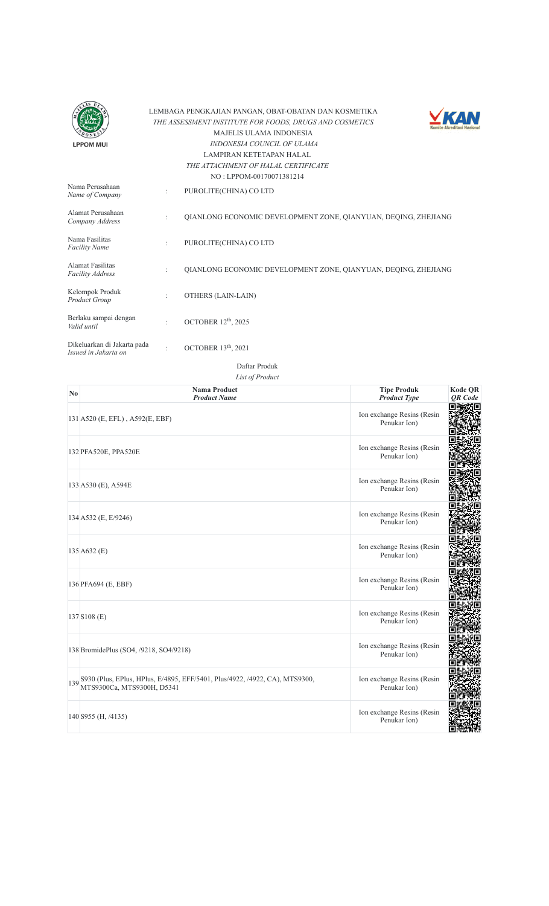LEMBAGA PENGKAJIAN PANGAN, OBAT-OBATAN DAN KOSMETIKA
*THE ASSESSMENT INSTITUTE FOR FOODS, DRUGS AND COSMETICS*
MAJELIS ULAMA INDONESIA
*INDONESIA COUNCIL OF ULAMA*
LAMPIRAN KETETAPAN HALAL
*THE ATTACHMENT OF HALAL CERTIFICATE*
NO : LPPOM-00170071381214

| | | |
|---|---|---|
| Nama Perusahaan *Name of Company* | : | PUROLITE(CHINA) CO LTD |
| Alamat Perusahaan *Company Address* | : | QIANLONG ECONOMIC DEVELOPMENT ZONE, QIANYUAN, DEQING, ZHEJIANG |
| Nama Fasilitas *Facility Name* | : | PUROLITE(CHINA) CO LTD |
| Alamat Fasilitas *Facility Address* | : | QIANLONG ECONOMIC DEVELOPMENT ZONE, QIANYUAN, DEQING, ZHEJIANG |
| Kelompok Produk *Product Group* | : | OTHERS (LAIN-LAIN) |
| Berlaku sampai dengan *Valid until* | : | OCTOBER 12th, 2025 |
| Dikeluarkan di Jakarta pada *Issued in Jakarta on* | : | OCTOBER 13th, 2021 |

Daftar Produk
*List of Product*

| No | Nama Product *Product Name* | Tipe Produk *Product Type* | Kode QR *QR Code* |
|---|---|---|---|
| 131 | A520 (E, EFL) , A592(E, EBF) | Ion exchange Resins (Resin Penukar Ion) | |
| 132 | PFA520E, PPA520E | Ion exchange Resins (Resin Penukar Ion) | |
| 133 | A530 (E), A594E | Ion exchange Resins (Resin Penukar Ion) | |
| 134 | A532 (E, E/9246) | Ion exchange Resins (Resin Penukar Ion) | |
| 135 | A632 (E) | Ion exchange Resins (Resin Penukar Ion) | |
| 136 | PFA694 (E, EBF) | Ion exchange Resins (Resin Penukar Ion) | |
| 137 | S108 (E) | Ion exchange Resins (Resin Penukar Ion) | |
| 138 | BromidePlus (SO4, /9218, SO4/9218) | Ion exchange Resins (Resin Penukar Ion) | |
| 139 | S930 (Plus, EPlus, HPlus, E/4895, EFF/5401, Plus/4922, /4922, CA), MTS9300, MTS9300Ca, MTS9300H, D5341 | Ion exchange Resins (Resin Penukar Ion) | |
| 140 | S955 (H, /4135) | Ion exchange Resins (Resin Penukar Ion) | |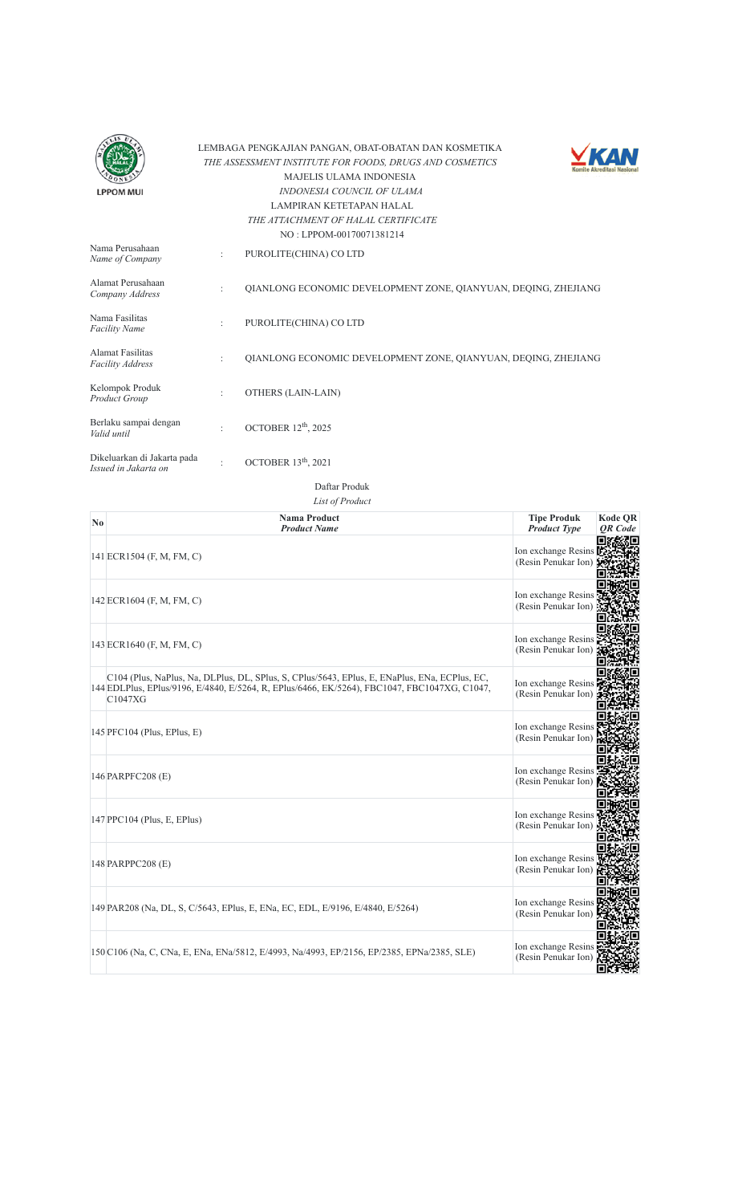LEMBAGA PENGKAJIAN PANGAN, OBAT-OBATAN DAN KOSMETIKA
*THE ASSESSMENT INSTITUTE FOR FOODS, DRUGS AND COSMETICS*
MAJELIS ULAMA INDONESIA
*INDONESIA COUNCIL OF ULAMA*
LAMPIRAN KETETAPAN HALAL
*THE ATTACHMENT OF HALAL CERTIFICATE*
NO : LPPOM-00170071381214

| | | |
|---|---|---|
| Nama Perusahaan *Name of Company* | : | PUROLITE(CHINA) CO LTD |
| Alamat Perusahaan *Company Address* | : | QIANLONG ECONOMIC DEVELOPMENT ZONE, QIANYUAN, DEQING, ZHEJIANG |
| Nama Fasilitas *Facility Name* | : | PUROLITE(CHINA) CO LTD |
| Alamat Fasilitas *Facility Address* | : | QIANLONG ECONOMIC DEVELOPMENT ZONE, QIANYUAN, DEQING, ZHEJIANG |
| Kelompok Produk *Product Group* | : | OTHERS (LAIN-LAIN) |
| Berlaku sampai dengan *Valid until* | : | OCTOBER 12th, 2025 |
| Dikeluarkan di Jakarta pada *Issued in Jakarta on* | : | OCTOBER 13th, 2021 |

Daftar Produk
*List of Product*

| No | Nama Product *Product Name* | Tipe Produk *Product Type* | Kode QR *QR Code* |
|---|---|---|---|
| 141 | ECR1504 (F, M, FM, C) | Ion exchange Resins (Resin Penukar Ion) | |
| 142 | ECR1604 (F, M, FM, C) | Ion exchange Resins (Resin Penukar Ion) | |
| 143 | ECR1640 (F, M, FM, C) | Ion exchange Resins (Resin Penukar Ion) | |
| 144 | C104 (Plus, NaPlus, Na, DLPlus, DL, SPlus, S, CPlus/5643, EPlus, E, ENaPlus, ENa, ECPlus, EC, EDLPlus, EPlus/9196, E/4840, E/5264, R, EPlus/6466, EK/5264), FBC1047, FBC1047XG, C1047, C1047XG | Ion exchange Resins (Resin Penukar Ion) | |
| 145 | PFC104 (Plus, EPlus, E) | Ion exchange Resins (Resin Penukar Ion) | |
| 146 | PARPFC208 (E) | Ion exchange Resins (Resin Penukar Ion) | |
| 147 | PPC104 (Plus, E, EPlus) | Ion exchange Resins (Resin Penukar Ion) | |
| 148 | PARPPC208 (E) | Ion exchange Resins (Resin Penukar Ion) | |
| 149 | PAR208 (Na, DL, S, C/5643, EPlus, E, ENa, EC, EDL, E/9196, E/4840, E/5264) | Ion exchange Resins (Resin Penukar Ion) | |
| 150 | C106 (Na, C, CNa, E, ENa, ENa/5812, E/4993, Na/4993, EP/2156, EP/2385, EPNa/2385, SLE) | Ion exchange Resins (Resin Penukar Ion) | |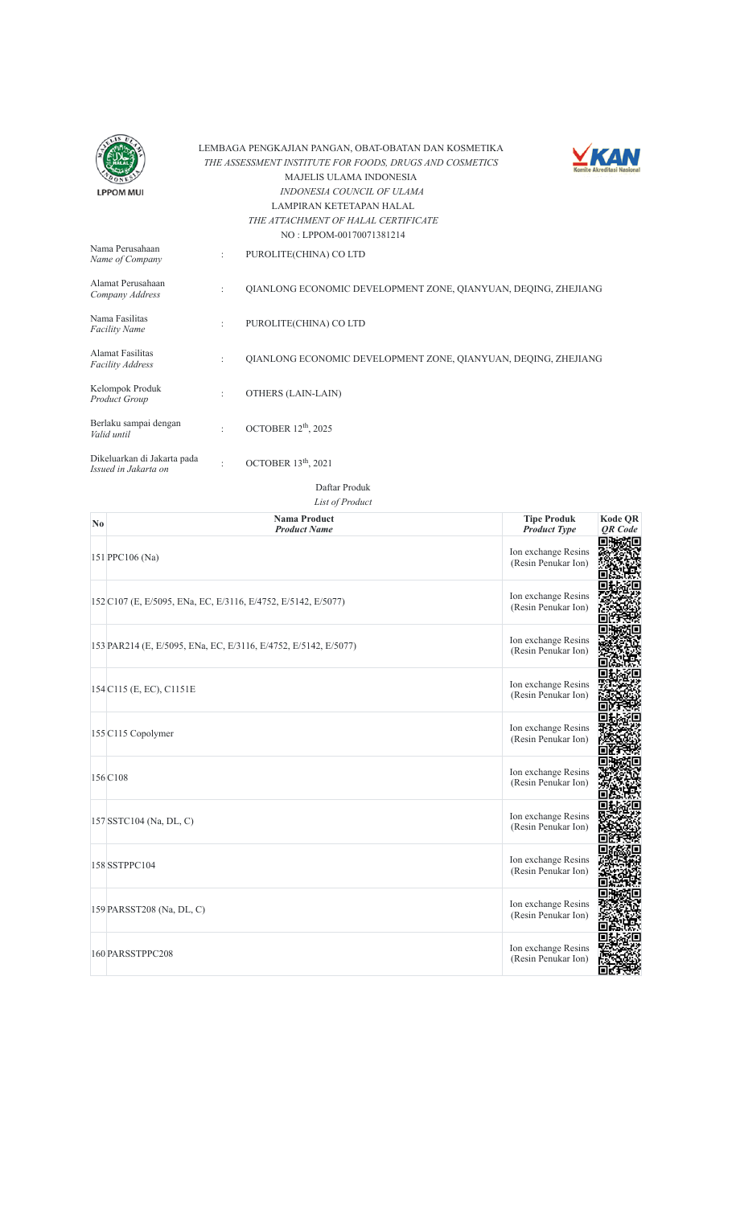LPPOM MUI

LEMBAGA PENGKAJIAN PANGAN, OBAT-OBATAN DAN KOSMETIKA
*THE ASSESSMENT INSTITUTE FOR FOODS, DRUGS AND COSMETICS*
MAJELIS ULAMA INDONESIA
*INDONESIA COUNCIL OF ULAMA*
LAMPIRAN KETETAPAN HALAL
*THE ATTACHMENT OF HALAL CERTIFICATE*
NO : LPPOM-00170071381214

KAN Komite Akreditasi Nasional

| | | |
|---|---|---|
| Nama Perusahaan *Name of Company* | : | PUROLITE(CHINA) CO LTD |
| Alamat Perusahaan *Company Address* | : | QIANLONG ECONOMIC DEVELOPMENT ZONE, QIANYUAN, DEQING, ZHEJIANG |
| Nama Fasilitas *Facility Name* | : | PUROLITE(CHINA) CO LTD |
| Alamat Fasilitas *Facility Address* | : | QIANLONG ECONOMIC DEVELOPMENT ZONE, QIANYUAN, DEQING, ZHEJIANG |
| Kelompok Produk *Product Group* | : | OTHERS (LAIN-LAIN) |
| Berlaku sampai dengan *Valid until* | : | OCTOBER 12th, 2025 |
| Dikeluarkan di Jakarta pada *Issued in Jakarta on* | : | OCTOBER 13th, 2021 |

Daftar Produk
*List of Product*

| No | Nama Product *Product Name* | Tipe Produk *Product Type* | Kode QR *QR Code* |
|---|---|---|---|
| 151 | PPC106 (Na) | Ion exchange Resins (Resin Penukar Ion) | |
| 152 | C107 (E, E/5095, ENa, EC, E/3116, E/4752, E/5142, E/5077) | Ion exchange Resins (Resin Penukar Ion) | |
| 153 | PAR214 (E, E/5095, ENa, EC, E/3116, E/4752, E/5142, E/5077) | Ion exchange Resins (Resin Penukar Ion) | |
| 154 | C115 (E, EC), C1151E | Ion exchange Resins (Resin Penukar Ion) | |
| 155 | C115 Copolymer | Ion exchange Resins (Resin Penukar Ion) | |
| 156 | C108 | Ion exchange Resins (Resin Penukar Ion) | |
| 157 | SSTC104 (Na, DL, C) | Ion exchange Resins (Resin Penukar Ion) | |
| 158 | SSTPPC104 | Ion exchange Resins (Resin Penukar Ion) | |
| 159 | PARSST208 (Na, DL, C) | Ion exchange Resins (Resin Penukar Ion) | |
| 160 | PARSSTPPC208 | Ion exchange Resins (Resin Penukar Ion) | |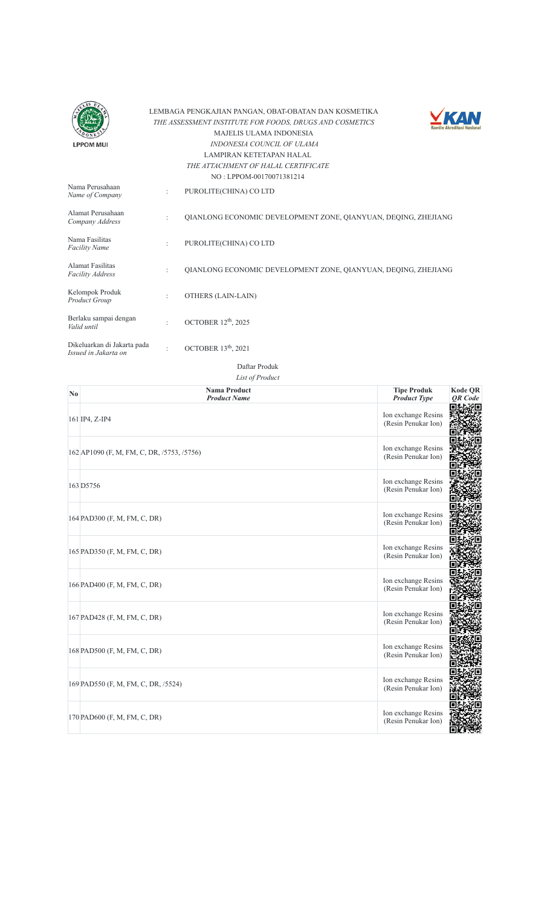LEMBAGA PENGKAJIAN PANGAN, OBAT-OBATAN DAN KOSMETIKA
*THE ASSESSMENT INSTITUTE FOR FOODS, DRUGS AND COSMETICS*
MAJELIS ULAMA INDONESIA
*INDONESIA COUNCIL OF ULAMA*
LAMPIRAN KETETAPAN HALAL
*THE ATTACHMENT OF HALAL CERTIFICATE*
NO : LPPOM-00170071381214

| | | |
|---|---|---|
| Nama Perusahaan *Name of Company* | : | PUROLITE(CHINA) CO LTD |
| Alamat Perusahaan *Company Address* | : | QIANLONG ECONOMIC DEVELOPMENT ZONE, QIANYUAN, DEQING, ZHEJIANG |
| Nama Fasilitas *Facility Name* | : | PUROLITE(CHINA) CO LTD |
| Alamat Fasilitas *Facility Address* | : | QIANLONG ECONOMIC DEVELOPMENT ZONE, QIANYUAN, DEQING, ZHEJIANG |
| Kelompok Produk *Product Group* | : | OTHERS (LAIN-LAIN) |
| Berlaku sampai dengan *Valid until* | : | OCTOBER 12th, 2025 |
| Dikeluarkan di Jakarta pada *Issued in Jakarta on* | : | OCTOBER 13th, 2021 |

Daftar Produk
*List of Product*

| No | Nama Product *Product Name* | Tipe Produk *Product Type* | Kode QR *QR Code* |
|---|---|---|---|
| 161 | IP4, Z-IP4 | Ion exchange Resins (Resin Penukar Ion) | |
| 162 | AP1090 (F, M, FM, C, DR, /5753, /5756) | Ion exchange Resins (Resin Penukar Ion) | |
| 163 | D5756 | Ion exchange Resins (Resin Penukar Ion) | |
| 164 | PAD300 (F, M, FM, C, DR) | Ion exchange Resins (Resin Penukar Ion) | |
| 165 | PAD350 (F, M, FM, C, DR) | Ion exchange Resins (Resin Penukar Ion) | |
| 166 | PAD400 (F, M, FM, C, DR) | Ion exchange Resins (Resin Penukar Ion) | |
| 167 | PAD428 (F, M, FM, C, DR) | Ion exchange Resins (Resin Penukar Ion) | |
| 168 | PAD500 (F, M, FM, C, DR) | Ion exchange Resins (Resin Penukar Ion) | |
| 169 | PAD550 (F, M, FM, C, DR, /5524) | Ion exchange Resins (Resin Penukar Ion) | |
| 170 | PAD600 (F, M, FM, C, DR) | Ion exchange Resins (Resin Penukar Ion) | |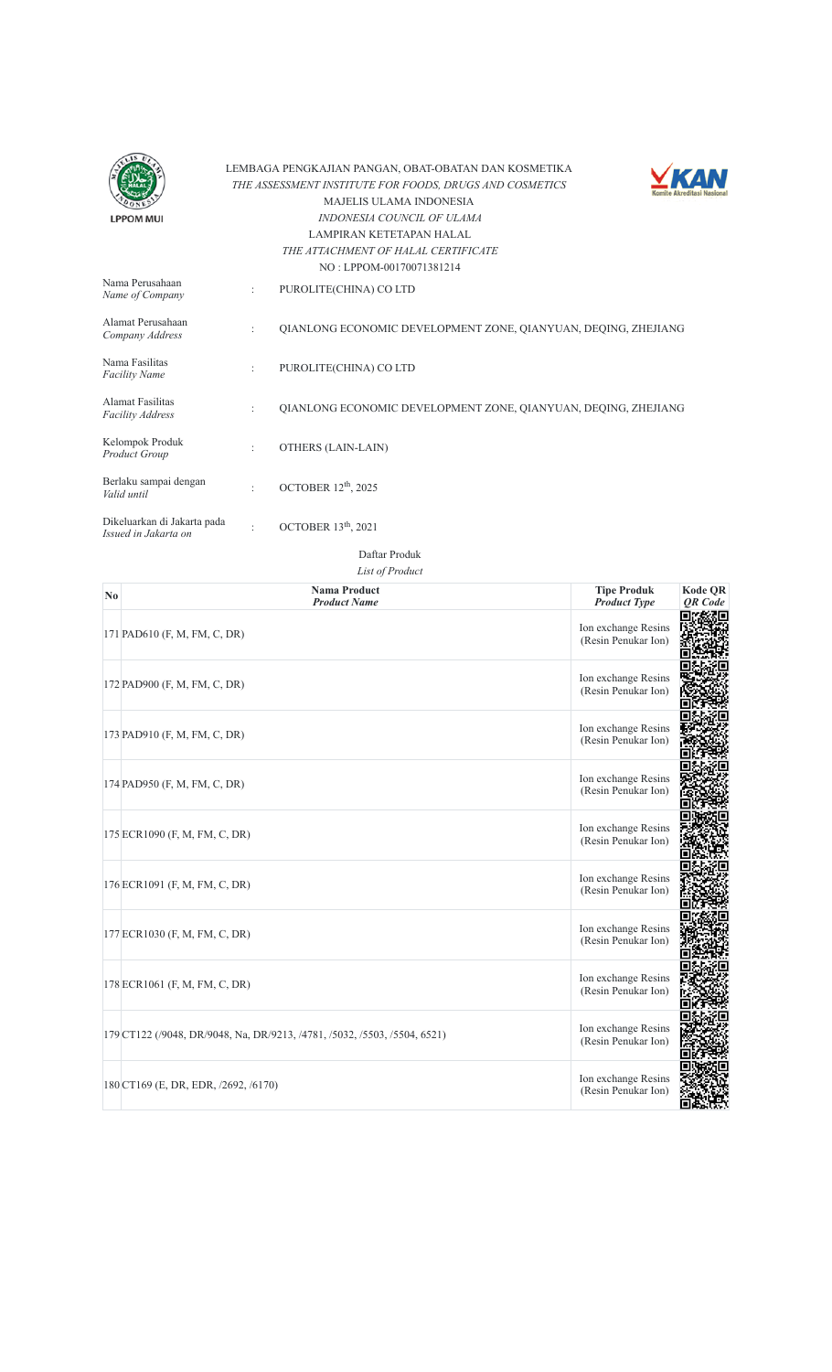LEMBAGA PENGKAJIAN PANGAN, OBAT-OBATAN DAN KOSMETIKA
*THE ASSESSMENT INSTITUTE FOR FOODS, DRUGS AND COSMETICS*
MAJELIS ULAMA INDONESIA
*INDONESIA COUNCIL OF ULAMA*
LAMPIRAN KETETAPAN HALAL
*THE ATTACHMENT OF HALAL CERTIFICATE*
NO : LPPOM-00170071381214

| | | |
|---|---|---|
| Nama Perusahaan *Name of Company* | : | PUROLITE(CHINA) CO LTD |
| Alamat Perusahaan *Company Address* | : | QIANLONG ECONOMIC DEVELOPMENT ZONE, QIANYUAN, DEQING, ZHEJIANG |
| Nama Fasilitas *Facility Name* | : | PUROLITE(CHINA) CO LTD |
| Alamat Fasilitas *Facility Address* | : | QIANLONG ECONOMIC DEVELOPMENT ZONE, QIANYUAN, DEQING, ZHEJIANG |
| Kelompok Produk *Product Group* | : | OTHERS (LAIN-LAIN) |
| Berlaku sampai dengan *Valid until* | : | OCTOBER 12th, 2025 |
| Dikeluarkan di Jakarta pada *Issued in Jakarta on* | : | OCTOBER 13th, 2021 |

Daftar Produk
*List of Product*

| No | Nama Product *Product Name* | Tipe Produk *Product Type* | Kode QR *QR Code* |
|---|---|---|---|
| 171 | PAD610 (F, M, FM, C, DR) | Ion exchange Resins (Resin Penukar Ion) | |
| 172 | PAD900 (F, M, FM, C, DR) | Ion exchange Resins (Resin Penukar Ion) | |
| 173 | PAD910 (F, M, FM, C, DR) | Ion exchange Resins (Resin Penukar Ion) | |
| 174 | PAD950 (F, M, FM, C, DR) | Ion exchange Resins (Resin Penukar Ion) | |
| 175 | ECR1090 (F, M, FM, C, DR) | Ion exchange Resins (Resin Penukar Ion) | |
| 176 | ECR1091 (F, M, FM, C, DR) | Ion exchange Resins (Resin Penukar Ion) | |
| 177 | ECR1030 (F, M, FM, C, DR) | Ion exchange Resins (Resin Penukar Ion) | |
| 178 | ECR1061 (F, M, FM, C, DR) | Ion exchange Resins (Resin Penukar Ion) | |
| 179 | CT122 (/9048, DR/9048, Na, DR/9213, /4781, /5032, /5503, /5504, 6521) | Ion exchange Resins (Resin Penukar Ion) | |
| 180 | CT169 (E, DR, EDR, /2692, /6170) | Ion exchange Resins (Resin Penukar Ion) | |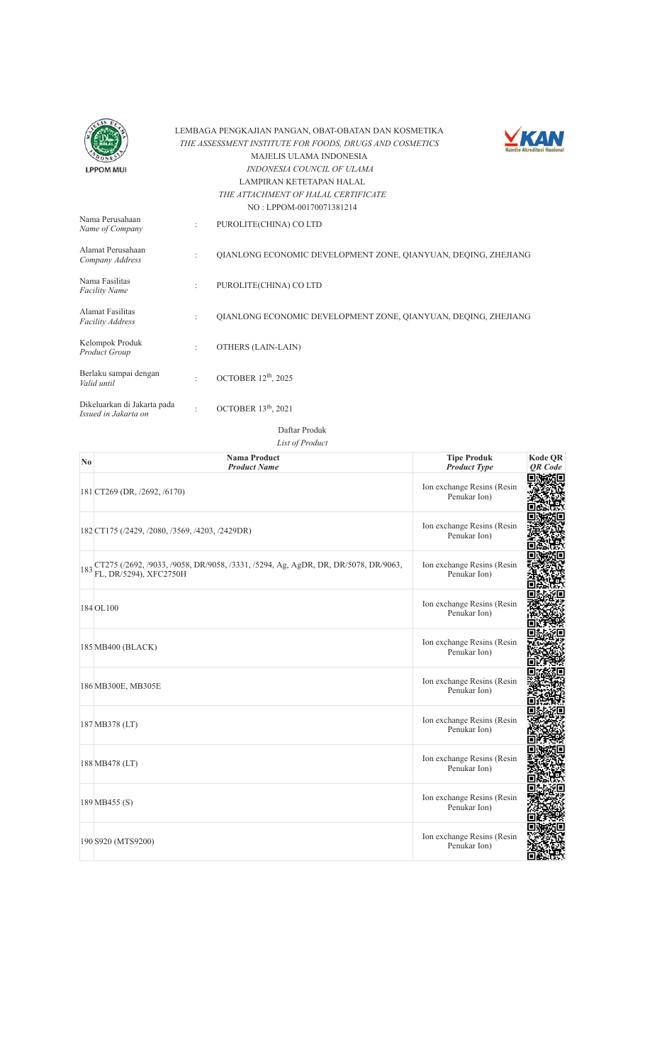LEMBAGA PENGKAJIAN PANGAN, OBAT-OBATAN DAN KOSMETIKA
*THE ASSESSMENT INSTITUTE FOR FOODS, DRUGS AND COSMETICS*
MAJELIS ULAMA INDONESIA
*INDONESIA COUNCIL OF ULAMA*
LAMPIRAN KETETAPAN HALAL
*THE ATTACHMENT OF HALAL CERTIFICATE*
NO : LPPOM-00170071381214

| | | |
|---|---|---|
| Nama Perusahaan *Name of Company* | : | PUROLITE(CHINA) CO LTD |
| Alamat Perusahaan *Company Address* | : | QIANLONG ECONOMIC DEVELOPMENT ZONE, QIANYUAN, DEQING, ZHEJIANG |
| Nama Fasilitas *Facility Name* | : | PUROLITE(CHINA) CO LTD |
| Alamat Fasilitas *Facility Address* | : | QIANLONG ECONOMIC DEVELOPMENT ZONE, QIANYUAN, DEQING, ZHEJIANG |
| Kelompok Produk *Product Group* | : | OTHERS (LAIN-LAIN) |
| Berlaku sampai dengan *Valid until* | : | OCTOBER 12th, 2025 |
| Dikeluarkan di Jakarta pada *Issued in Jakarta on* | : | OCTOBER 13th, 2021 |

Daftar Produk
*List of Product*

| No | Nama Product *Product Name* | Tipe Produk *Product Type* | Kode QR *QR Code* |
|---|---|---|---|
| 181 | CT269 (DR, /2692, /6170) | Ion exchange Resins (Resin Penukar Ion) | |
| 182 | CT175 (/2429, /2080, /3569, /4203, /2429DR) | Ion exchange Resins (Resin Penukar Ion) | |
| 183 | CT275 (/2692, /9033, /9058, DR/9058, /3331, /5294, Ag, AgDR, DR, DR/5078, DR/9063, FL, DR/5294), XFC2750H | Ion exchange Resins (Resin Penukar Ion) | |
| 184 | OL100 | Ion exchange Resins (Resin Penukar Ion) | |
| 185 | MB400 (BLACK) | Ion exchange Resins (Resin Penukar Ion) | |
| 186 | MB300E, MB305E | Ion exchange Resins (Resin Penukar Ion) | |
| 187 | MB378 (LT) | Ion exchange Resins (Resin Penukar Ion) | |
| 188 | MB478 (LT) | Ion exchange Resins (Resin Penukar Ion) | |
| 189 | MB455 (S) | Ion exchange Resins (Resin Penukar Ion) | |
| 190 | S920 (MTS9200) | Ion exchange Resins (Resin Penukar Ion) | |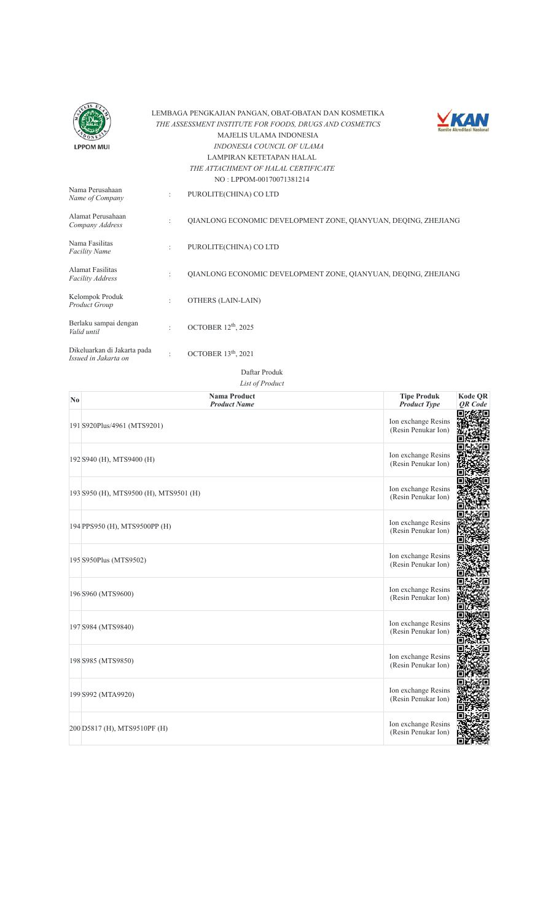LEMBAGA PENGKAJIAN PANGAN, OBAT-OBATAN DAN KOSMETIKA
*THE ASSESSMENT INSTITUTE FOR FOODS, DRUGS AND COSMETICS*
MAJELIS ULAMA INDONESIA
*INDONESIA COUNCIL OF ULAMA*
LAMPIRAN KETETAPAN HALAL
*THE ATTACHMENT OF HALAL CERTIFICATE*
NO : LPPOM-00170071381214

| | | |
|---|---|---|
| Nama Perusahaan *Name of Company* | : | PUROLITE(CHINA) CO LTD |
| Alamat Perusahaan *Company Address* | : | QIANLONG ECONOMIC DEVELOPMENT ZONE, QIANYUAN, DEQING, ZHEJIANG |
| Nama Fasilitas *Facility Name* | : | PUROLITE(CHINA) CO LTD |
| Alamat Fasilitas *Facility Address* | : | QIANLONG ECONOMIC DEVELOPMENT ZONE, QIANYUAN, DEQING, ZHEJIANG |
| Kelompok Produk *Product Group* | : | OTHERS (LAIN-LAIN) |
| Berlaku sampai dengan *Valid until* | : | OCTOBER 12th, 2025 |
| Dikeluarkan di Jakarta pada *Issued in Jakarta on* | : | OCTOBER 13th, 2021 |

Daftar Produk
*List of Product*

| No | Nama Product *Product Name* | Tipe Produk *Product Type* | Kode QR *QR Code* |
|---|---|---|---|
| 191 | S920Plus/4961 (MTS9201) | Ion exchange Resins (Resin Penukar Ion) | |
| 192 | S940 (H), MTS9400 (H) | Ion exchange Resins (Resin Penukar Ion) | |
| 193 | S950 (H), MTS9500 (H), MTS9501 (H) | Ion exchange Resins (Resin Penukar Ion) | |
| 194 | PPS950 (H), MTS9500PP (H) | Ion exchange Resins (Resin Penukar Ion) | |
| 195 | S950Plus (MTS9502) | Ion exchange Resins (Resin Penukar Ion) | |
| 196 | S960 (MTS9600) | Ion exchange Resins (Resin Penukar Ion) | |
| 197 | S984 (MTS9840) | Ion exchange Resins (Resin Penukar Ion) | |
| 198 | S985 (MTS9850) | Ion exchange Resins (Resin Penukar Ion) | |
| 199 | S992 (MTA9920) | Ion exchange Resins (Resin Penukar Ion) | |
| 200 | D5817 (H), MTS9510PF (H) | Ion exchange Resins (Resin Penukar Ion) | |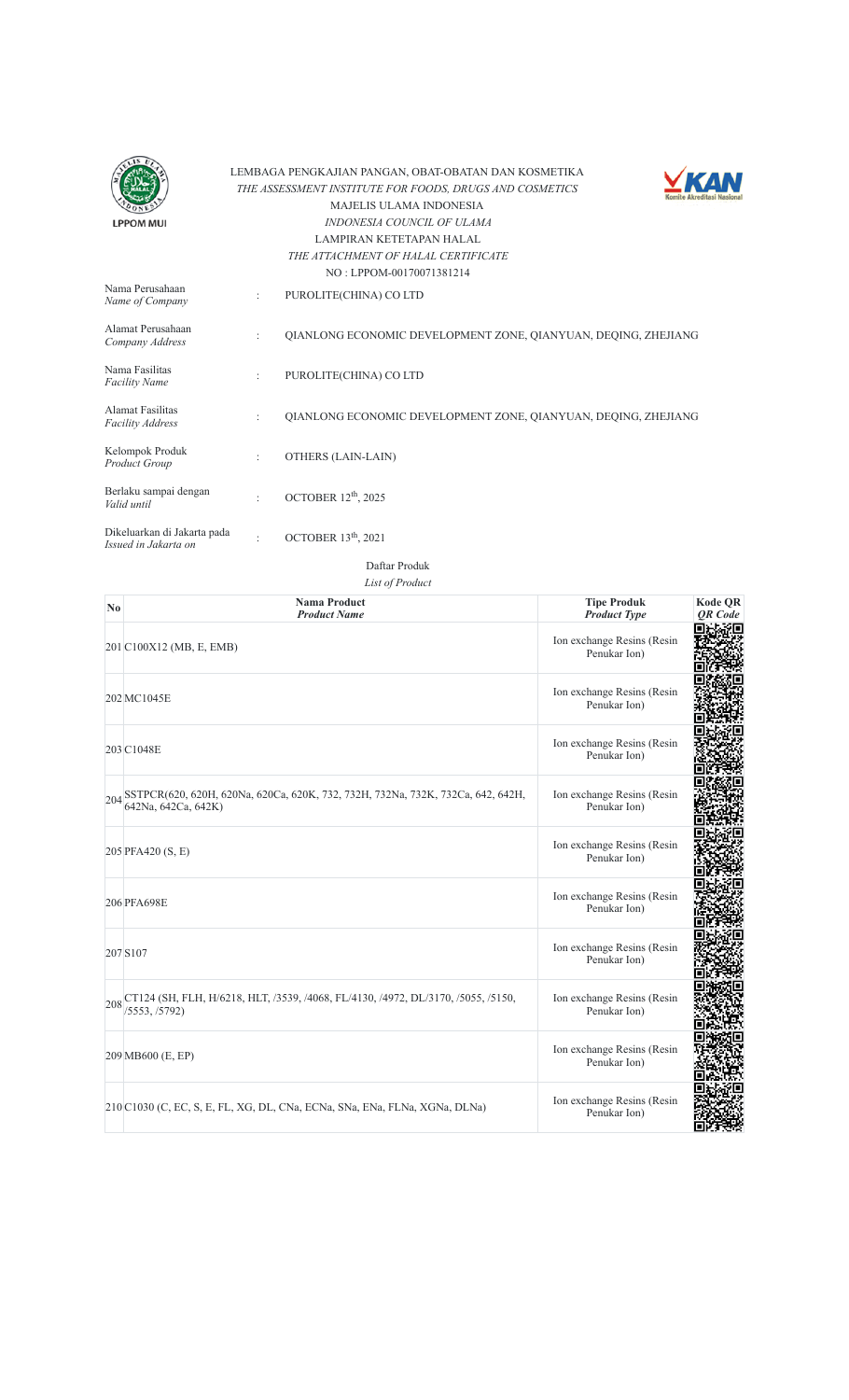LPPOM MUI

LEMBAGA PENGKAJIAN PANGAN, OBAT-OBATAN DAN KOSMETIKA
*THE ASSESSMENT INSTITUTE FOR FOODS, DRUGS AND COSMETICS*
MAJELIS ULAMA INDONESIA
*INDONESIA COUNCIL OF ULAMA*
LAMPIRAN KETETAPAN HALAL
*THE ATTACHMENT OF HALAL CERTIFICATE*
NO : LPPOM-00170071381214

KAN Komite Akreditasi Nasional

| | | |
|---|---|---|
| Nama Perusahaan *Name of Company* | : | PUROLITE(CHINA) CO LTD |
| Alamat Perusahaan *Company Address* | : | QIANLONG ECONOMIC DEVELOPMENT ZONE, QIANYUAN, DEQING, ZHEJIANG |
| Nama Fasilitas *Facility Name* | : | PUROLITE(CHINA) CO LTD |
| Alamat Fasilitas *Facility Address* | : | QIANLONG ECONOMIC DEVELOPMENT ZONE, QIANYUAN, DEQING, ZHEJIANG |
| Kelompok Produk *Product Group* | : | OTHERS (LAIN-LAIN) |
| Berlaku sampai dengan *Valid until* | : | OCTOBER 12th, 2025 |
| Dikeluarkan di Jakarta pada *Issued in Jakarta on* | : | OCTOBER 13th, 2021 |

Daftar Produk
*List of Product*

| No | Nama Product *Product Name* | Tipe Produk *Product Type* | Kode QR *QR Code* |
|---|---|---|---|
| 201 | C100X12 (MB, E, EMB) | Ion exchange Resins (Resin Penukar Ion) | |
| 202 | MC1045E | Ion exchange Resins (Resin Penukar Ion) | |
| 203 | C1048E | Ion exchange Resins (Resin Penukar Ion) | |
| 204 | SSTPCR(620, 620H, 620Na, 620Ca, 620K, 732, 732H, 732Na, 732K, 732Ca, 642, 642H, 642Na, 642Ca, 642K) | Ion exchange Resins (Resin Penukar Ion) | |
| 205 | PFA420 (S, E) | Ion exchange Resins (Resin Penukar Ion) | |
| 206 | PFA698E | Ion exchange Resins (Resin Penukar Ion) | |
| 207 | S107 | Ion exchange Resins (Resin Penukar Ion) | |
| 208 | CT124 (SH, FLH, H/6218, HLT, /3539, /4068, FL/4130, /4972, DL/3170, /5055, /5150, /5553, /5792) | Ion exchange Resins (Resin Penukar Ion) | |
| 209 | MB600 (E, EP) | Ion exchange Resins (Resin Penukar Ion) | |
| 210 | C1030 (C, EC, S, E, FL, XG, DL, CNa, ECNa, SNa, ENa, FLNa, XGNa, DLNa) | Ion exchange Resins (Resin Penukar Ion) | |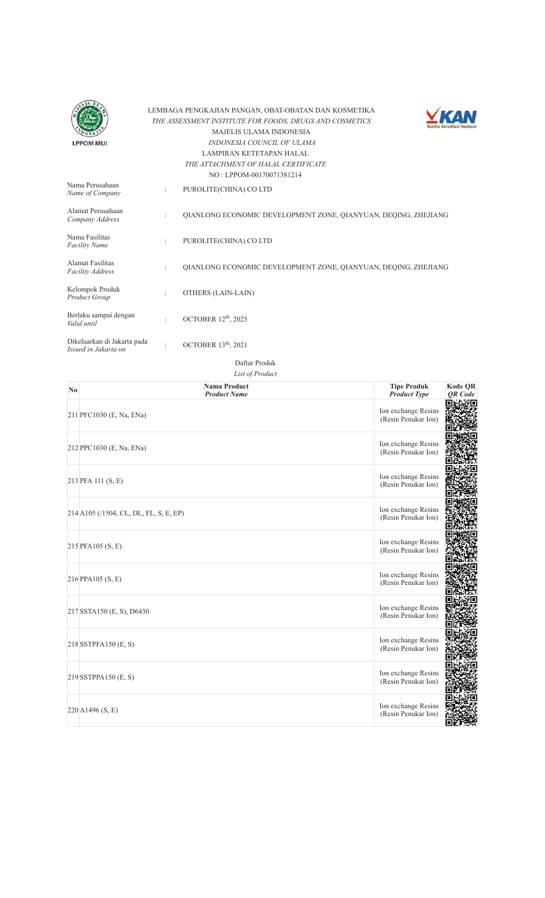LEMBAGA PENGKAJIAN PANGAN, OBAT-OBATAN DAN KOSMETIKA
*THE ASSESSMENT INSTITUTE FOR FOODS, DRUGS AND COSMETICS*
MAJELIS ULAMA INDONESIA
*INDONESIA COUNCIL OF ULAMA*
LAMPIRAN KETETAPAN HALAL
*THE ATTACHMENT OF HALAL CERTIFICATE*
NO : LPPOM-00170071381214

| | | |
|---|---|---|
| Nama Perusahaan *Name of Company* | : | PUROLITE(CHINA) CO LTD |
| Alamat Perusahaan *Company Address* | : | QIANLONG ECONOMIC DEVELOPMENT ZONE, QIANYUAN, DEQING, ZHEJIANG |
| Nama Fasilitas *Facility Name* | : | PUROLITE(CHINA) CO LTD |
| Alamat Fasilitas *Facility Address* | : | QIANLONG ECONOMIC DEVELOPMENT ZONE, QIANYUAN, DEQING, ZHEJIANG |
| Kelompok Produk *Product Group* | : | OTHERS (LAIN-LAIN) |
| Berlaku sampai dengan *Valid until* | : | OCTOBER 12th, 2025 |
| Dikeluarkan di Jakarta pada *Issued in Jakarta on* | : | OCTOBER 13th, 2021 |

Daftar Produk
*List of Product*

| No | Nama Product *Product Name* | Tipe Produk *Product Type* | Kode QR *QR Code* |
|---|---|---|---|
| 211 | PFC1030 (E, Na, ENa) | Ion exchange Resins (Resin Penukar Ion) | |
| 212 | PPC1030 (E, Na, ENa) | Ion exchange Resins (Resin Penukar Ion) | |
| 213 | PFA 111 (S, E) | Ion exchange Resins (Resin Penukar Ion) | |
| 214 | A105 (/1504, CL, DL, FL, S, E, EP) | Ion exchange Resins (Resin Penukar Ion) | |
| 215 | PFA105 (S, E) | Ion exchange Resins (Resin Penukar Ion) | |
| 216 | PPA105 (S, E) | Ion exchange Resins (Resin Penukar Ion) | |
| 217 | SSTA150 (E, S), D6430 | Ion exchange Resins (Resin Penukar Ion) | |
| 218 | SSTPFA150 (E, S) | Ion exchange Resins (Resin Penukar Ion) | |
| 219 | SSTPPA150 (E, S) | Ion exchange Resins (Resin Penukar Ion) | |
| 220 | A1496 (S, E) | Ion exchange Resins (Resin Penukar Ion) | |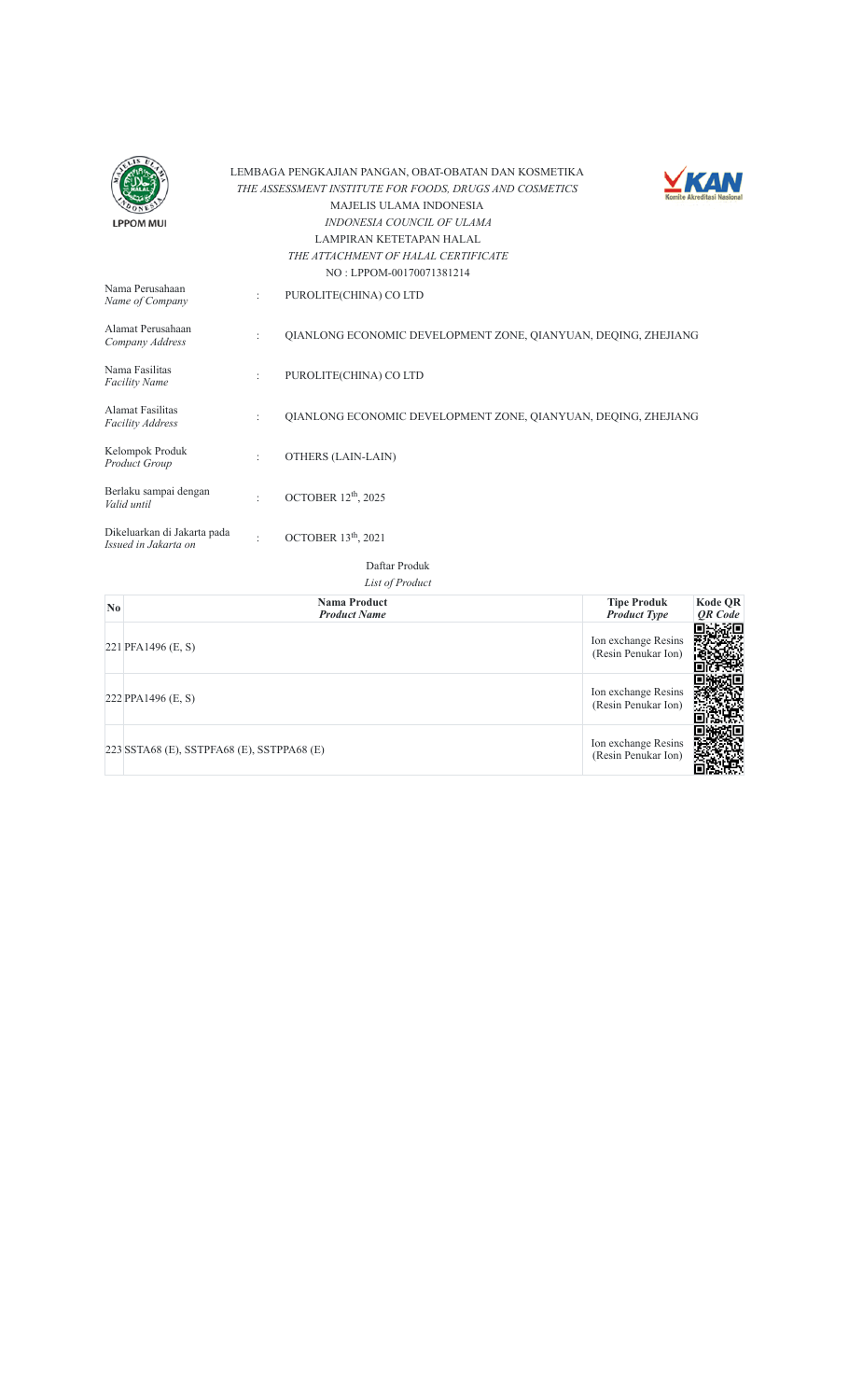LPPOM MUI

LEMBAGA PENGKAJIAN PANGAN, OBAT-OBATAN DAN KOSMETIKA
*THE ASSESSMENT INSTITUTE FOR FOODS, DRUGS AND COSMETICS*
MAJELIS ULAMA INDONESIA
*INDONESIA COUNCIL OF ULAMA*
LAMPIRAN KETETAPAN HALAL
*THE ATTACHMENT OF HALAL CERTIFICATE*
NO : LPPOM-00170071381214

KAN Komite Akreditasi Nasional

| | | |
|---|---|---|
| Nama Perusahaan *Name of Company* | : | PUROLITE(CHINA) CO LTD |
| Alamat Perusahaan *Company Address* | : | QIANLONG ECONOMIC DEVELOPMENT ZONE, QIANYUAN, DEQING, ZHEJIANG |
| Nama Fasilitas *Facility Name* | : | PUROLITE(CHINA) CO LTD |
| Alamat Fasilitas *Facility Address* | : | QIANLONG ECONOMIC DEVELOPMENT ZONE, QIANYUAN, DEQING, ZHEJIANG |
| Kelompok Produk *Product Group* | : | OTHERS (LAIN-LAIN) |
| Berlaku sampai dengan *Valid until* | : | OCTOBER 12th, 2025 |
| Dikeluarkan di Jakarta pada *Issued in Jakarta on* | : | OCTOBER 13th, 2021 |

Daftar Produk
*List of Product*

| No | Nama Product *Product Name* | Tipe Produk *Product Type* | Kode QR *QR Code* |
|---|---|---|---|
| 221 | PFA1496 (E, S) | Ion exchange Resins (Resin Penukar Ion) | |
| 222 | PPA1496 (E, S) | Ion exchange Resins (Resin Penukar Ion) | |
| 223 | SSTA68 (E), SSTPFA68 (E), SSTPPA68 (E) | Ion exchange Resins (Resin Penukar Ion) | |